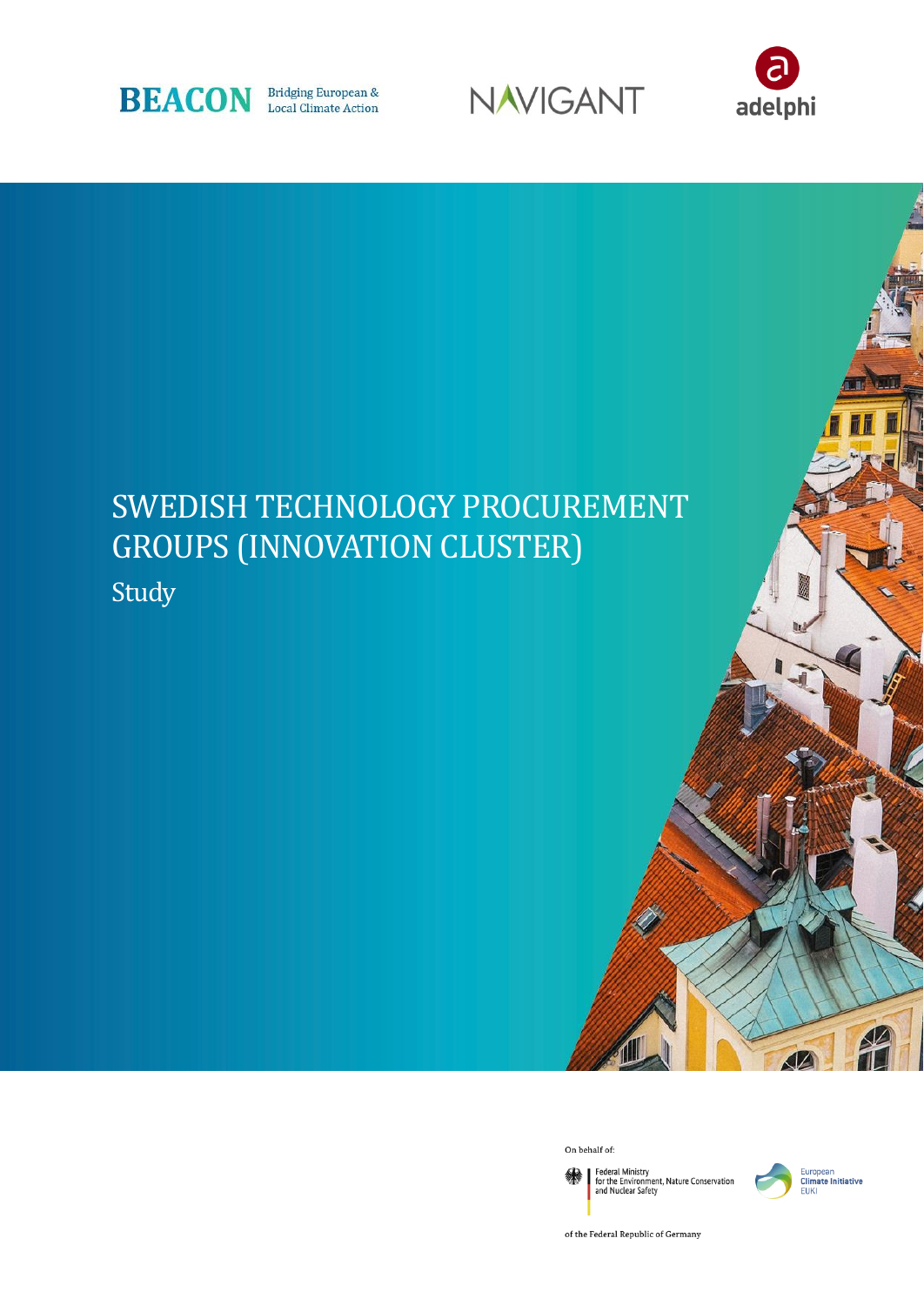BEACON Bridging European & Local Climate Action

NAVIGANT

adelphi

# SWEDISH TECHNOLOGY PROCUREMENT GROUPS (INNOVATION CLUSTER)

## Study

On behalf of:

Federal Ministry for the Environment, Nature Conservation and Nuclear Safety

of the Federal Republic of Germany

European Climate Initiative EUKI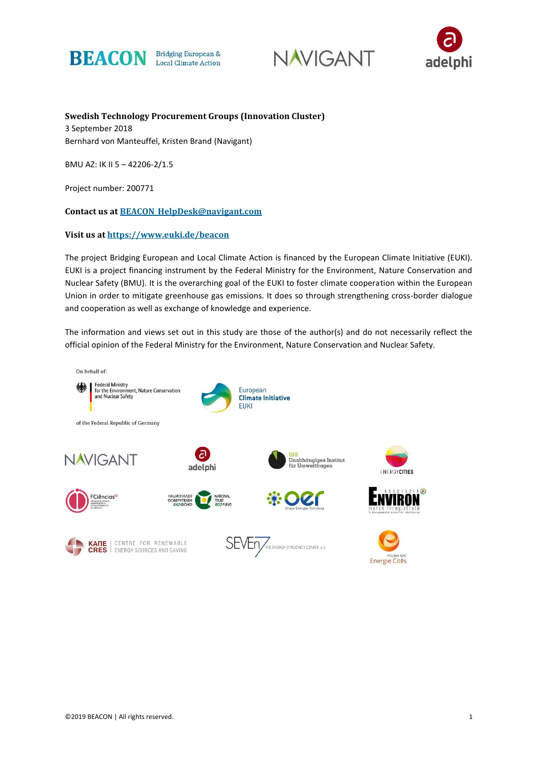**Swedish Technology Procurement Groups (Innovation Cluster)**
3 September 2018
Bernhard von Manteuffel, Kristen Brand (Navigant)

BMU AZ: IK II 5 – 42206-2/1.5

Project number: 200771

**Contact us at [BEACON_HelpDesk@navigant.com](mailto:BEACON_HelpDesk@navigant.com)**

**Visit us at [https://www.euki.de/beacon](https://www.euki.de/beacon)**

The project Bridging European and Local Climate Action is financed by the European Climate Initiative (EUKI). EUKI is a project financing instrument by the Federal Ministry for the Environment, Nature Conservation and Nuclear Safety (BMU). It is the overarching goal of the EUKI to foster climate cooperation within the European Union in order to mitigate greenhouse gas emissions. It does so through strengthening cross-border dialogue and cooperation as well as exchange of knowledge and experience.

The information and views set out in this study are those of the author(s) and do not necessarily reflect the official opinion of the Federal Ministry for the Environment, Nature Conservation and Nuclear Safety.

On behalf of:

Federal Ministry for the Environment, Nature Conservation and Nuclear Safety

of the Federal Republic of Germany

©2019 BEACON | All rights reserved.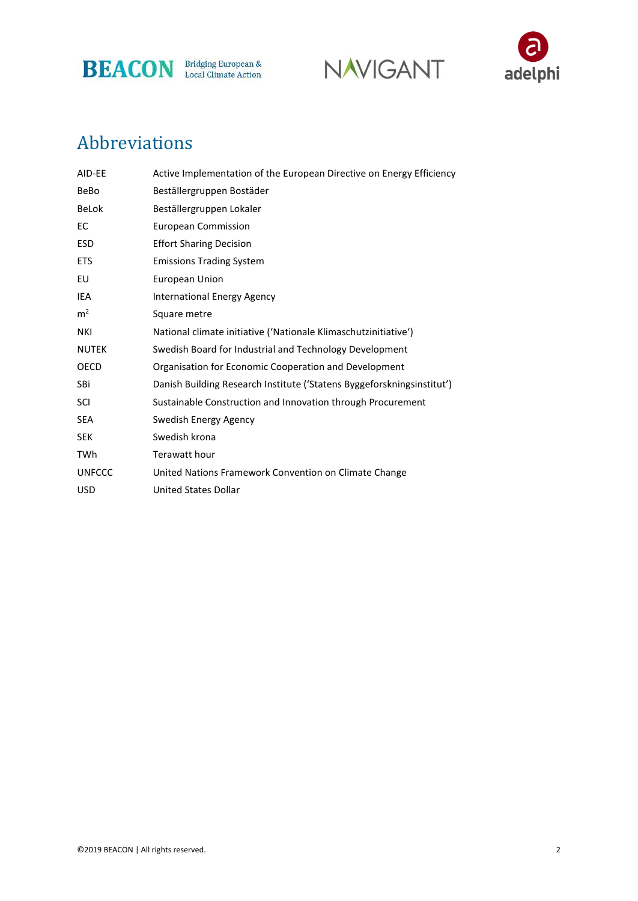# Abbreviations

| | |
|---|---|
| AID-EE | Active Implementation of the European Directive on Energy Efficiency |
| BeBo | Beställergruppen Bostäder |
| BeLok | Beställergruppen Lokaler |
| EC | European Commission |
| ESD | Effort Sharing Decision |
| ETS | Emissions Trading System |
| EU | European Union |
| IEA | International Energy Agency |
| $m^2$ | Square metre |
| NKI | National climate initiative ('Nationale Klimaschutzinitiative') |
| NUTEK | Swedish Board for Industrial and Technology Development |
| OECD | Organisation for Economic Cooperation and Development |
| SBi | Danish Building Research Institute ('Statens Byggeforskningsinstitut') |
| SCI | Sustainable Construction and Innovation through Procurement |
| SEA | Swedish Energy Agency |
| SEK | Swedish krona |
| TWh | Terawatt hour |
| UNFCCC | United Nations Framework Convention on Climate Change |
| USD | United States Dollar |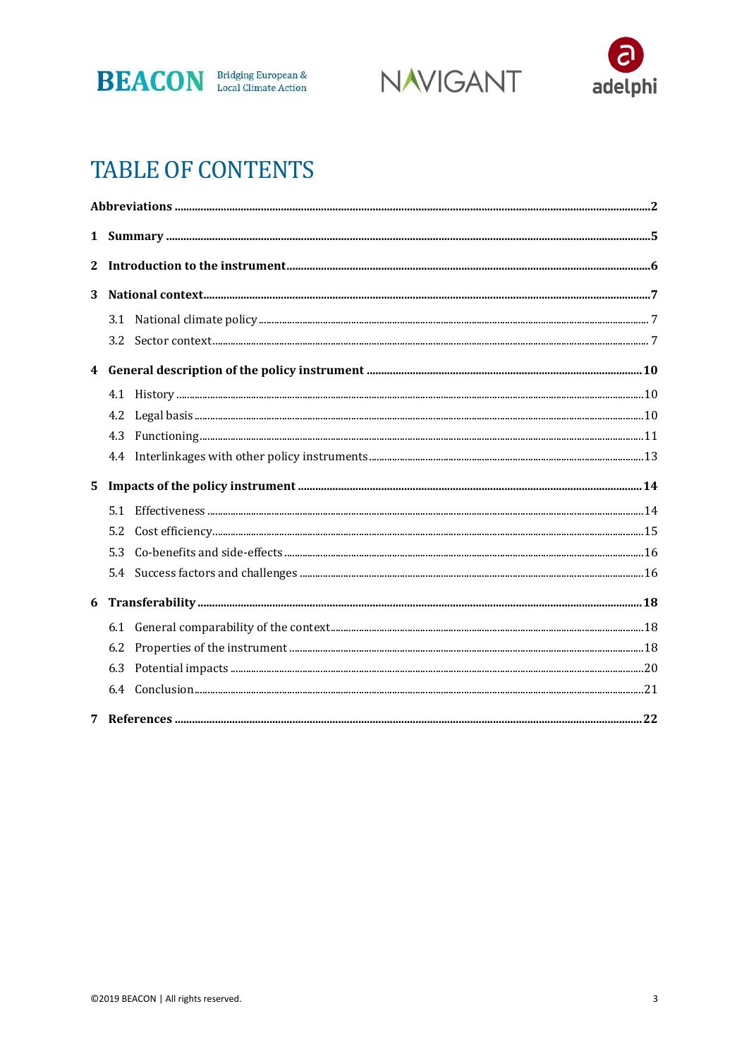# TABLE OF CONTENTS

**Abbreviations** .......... **2**

**1 Summary** .......... **5**

**2 Introduction to the instrument** .......... **6**

**3 National context** .......... **7**

- 3.1 National climate policy .......... 7
- 3.2 Sector context .......... 7

**4 General description of the policy instrument** .......... **10**

- 4.1 History .......... 10
- 4.2 Legal basis .......... 10
- 4.3 Functioning .......... 11
- 4.4 Interlinkages with other policy instruments .......... 13

**5 Impacts of the policy instrument** .......... **14**

- 5.1 Effectiveness .......... 14
- 5.2 Cost efficiency .......... 15
- 5.3 Co-benefits and side-effects .......... 16
- 5.4 Success factors and challenges .......... 16

**6 Transferability** .......... **18**

- 6.1 General comparability of the context .......... 18
- 6.2 Properties of the instrument .......... 18
- 6.3 Potential impacts .......... 20
- 6.4 Conclusion .......... 21

**7 References** .......... **22**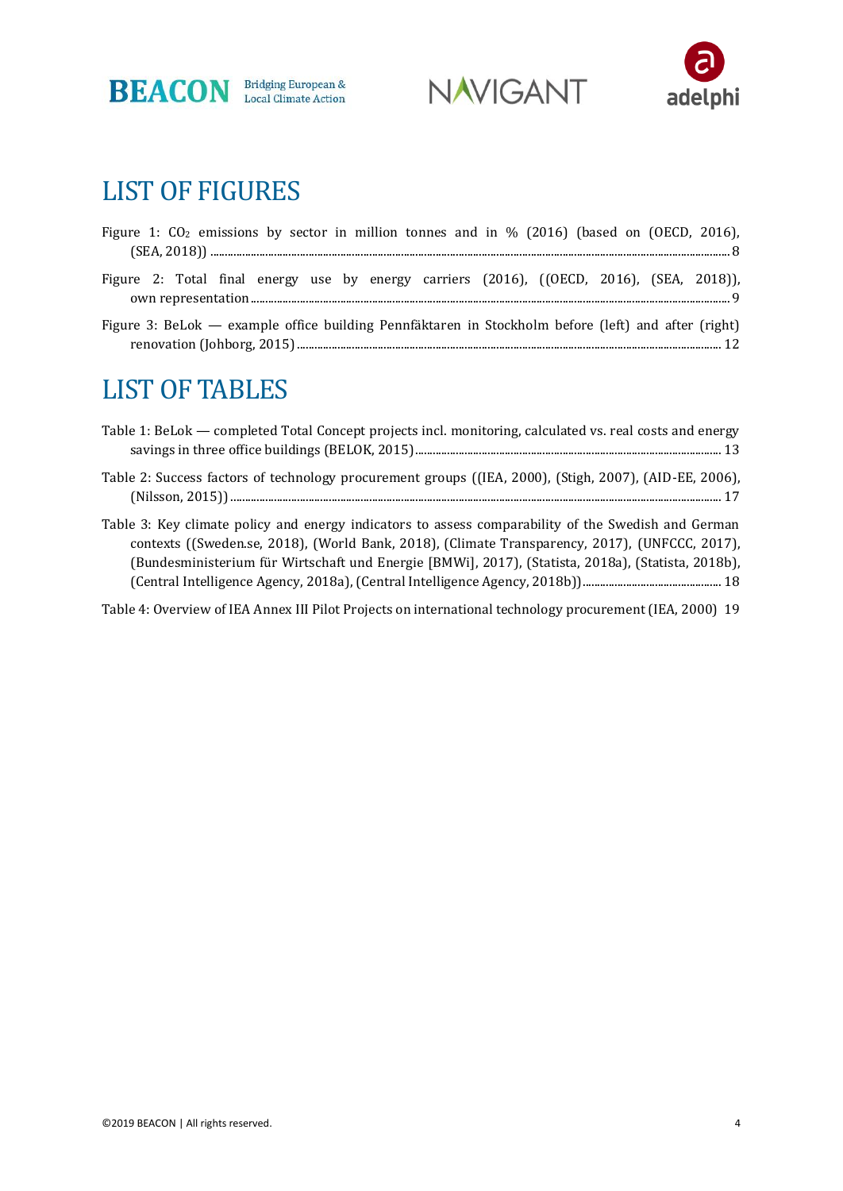# LIST OF FIGURES

Figure 1: $CO_2$ emissions by sector in million tonnes and in % (2016) (based on (OECD, 2016), (SEA, 2018)) ........ 8

Figure 2: Total final energy use by energy carriers (2016), ((OECD, 2016), (SEA, 2018)), own representation ........ 9

Figure 3: BeLok — example office building Pennfäktaren in Stockholm before (left) and after (right) renovation (Johborg, 2015) ........ 12

# LIST OF TABLES

Table 1: BeLok — completed Total Concept projects incl. monitoring, calculated vs. real costs and energy savings in three office buildings (BELOK, 2015) ........ 13

Table 2: Success factors of technology procurement groups ((IEA, 2000), (Stigh, 2007), (AID-EE, 2006), (Nilsson, 2015)) ........ 17

Table 3: Key climate policy and energy indicators to assess comparability of the Swedish and German contexts ((Sweden.se, 2018), (World Bank, 2018), (Climate Transparency, 2017), (UNFCCC, 2017), (Bundesministerium für Wirtschaft und Energie [BMWi], 2017), (Statista, 2018a), (Statista, 2018b), (Central Intelligence Agency, 2018a), (Central Intelligence Agency, 2018b)) ........ 18

Table 4: Overview of IEA Annex III Pilot Projects on international technology procurement (IEA, 2000) 19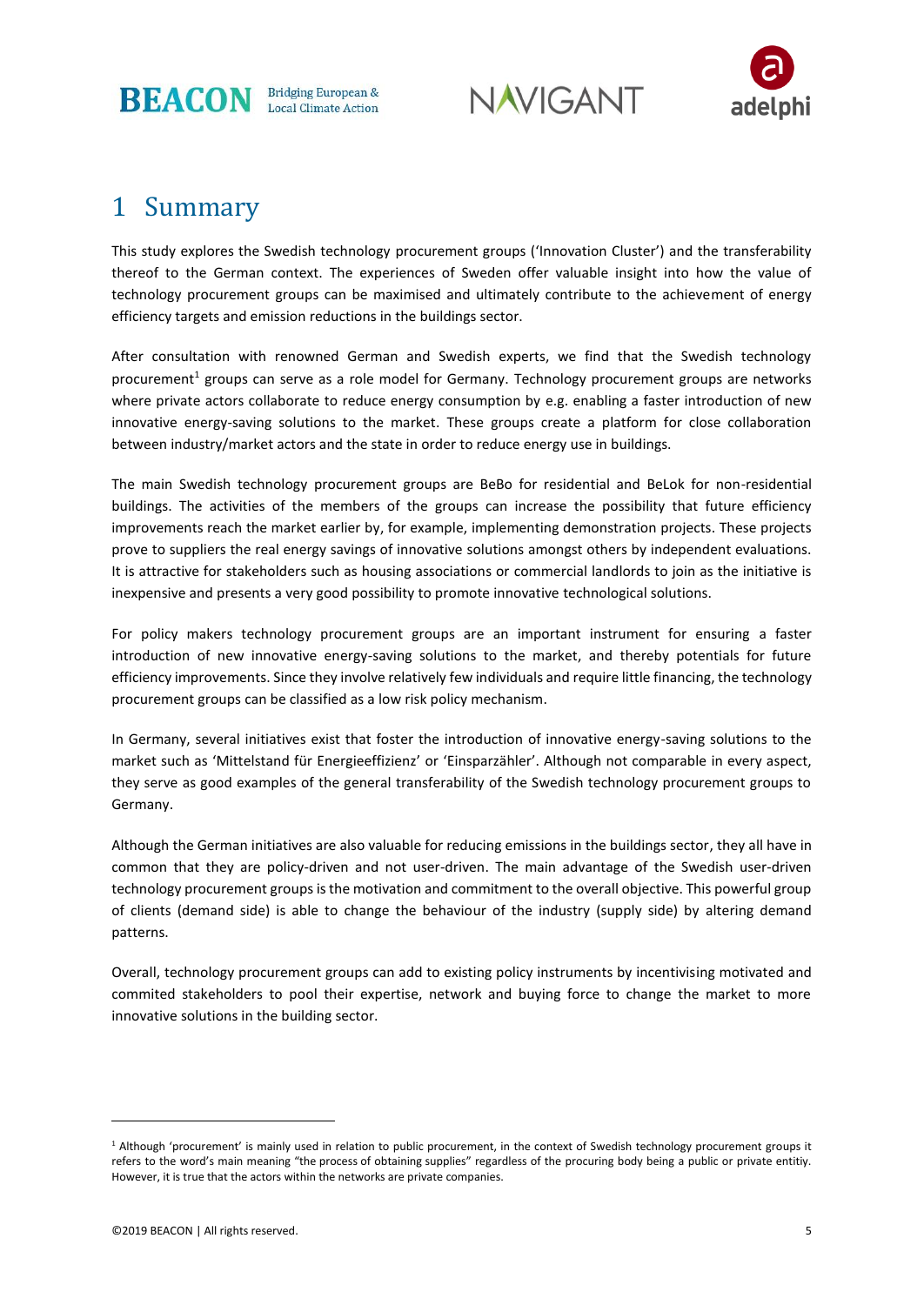# 1 Summary

This study explores the Swedish technology procurement groups ('Innovation Cluster') and the transferability thereof to the German context. The experiences of Sweden offer valuable insight into how the value of technology procurement groups can be maximised and ultimately contribute to the achievement of energy efficiency targets and emission reductions in the buildings sector.

After consultation with renowned German and Swedish experts, we find that the Swedish technology procurement[1] groups can serve as a role model for Germany. Technology procurement groups are networks where private actors collaborate to reduce energy consumption by e.g. enabling a faster introduction of new innovative energy-saving solutions to the market. These groups create a platform for close collaboration between industry/market actors and the state in order to reduce energy use in buildings.

The main Swedish technology procurement groups are BeBo for residential and BeLok for non-residential buildings. The activities of the members of the groups can increase the possibility that future efficiency improvements reach the market earlier by, for example, implementing demonstration projects. These projects prove to suppliers the real energy savings of innovative solutions amongst others by independent evaluations. It is attractive for stakeholders such as housing associations or commercial landlords to join as the initiative is inexpensive and presents a very good possibility to promote innovative technological solutions.

For policy makers technology procurement groups are an important instrument for ensuring a faster introduction of new innovative energy-saving solutions to the market, and thereby potentials for future efficiency improvements. Since they involve relatively few individuals and require little financing, the technology procurement groups can be classified as a low risk policy mechanism.

In Germany, several initiatives exist that foster the introduction of innovative energy-saving solutions to the market such as 'Mittelstand für Energieeffizienz' or 'Einsparzähler'. Although not comparable in every aspect, they serve as good examples of the general transferability of the Swedish technology procurement groups to Germany.

Although the German initiatives are also valuable for reducing emissions in the buildings sector, they all have in common that they are policy-driven and not user-driven. The main advantage of the Swedish user-driven technology procurement groups is the motivation and commitment to the overall objective. This powerful group of clients (demand side) is able to change the behaviour of the industry (supply side) by altering demand patterns.

Overall, technology procurement groups can add to existing policy instruments by incentivising motivated and commited stakeholders to pool their expertise, network and buying force to change the market to more innovative solutions in the building sector.

---

[1] Although 'procurement' is mainly used in relation to public procurement, in the context of Swedish technology procurement groups it refers to the word's main meaning "the process of obtaining supplies" regardless of the procuring body being a public or private entitiy. However, it is true that the actors within the networks are private companies.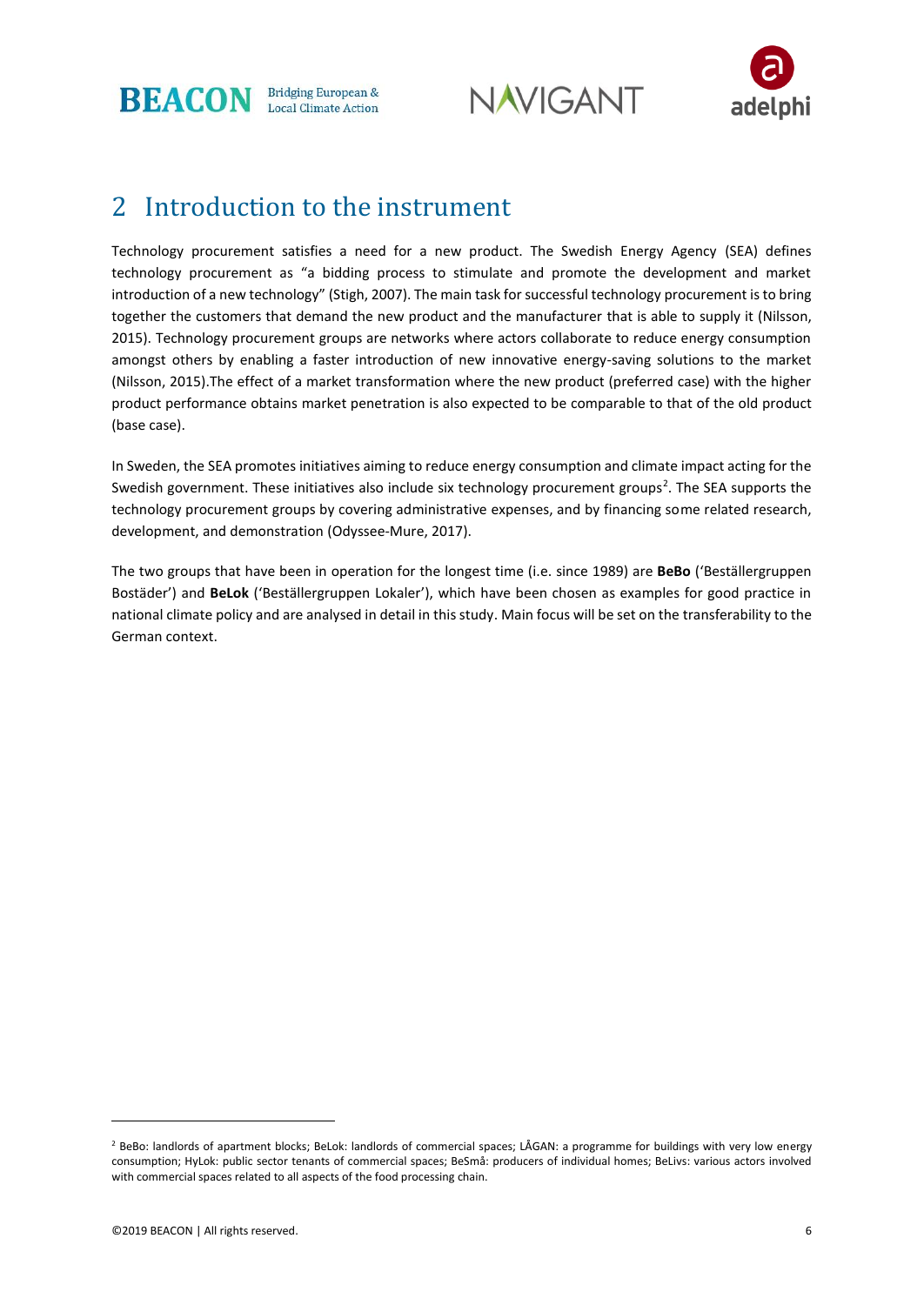# 2 Introduction to the instrument

Technology procurement satisfies a need for a new product. The Swedish Energy Agency (SEA) defines technology procurement as "a bidding process to stimulate and promote the development and market introduction of a new technology" (Stigh, 2007). The main task for successful technology procurement is to bring together the customers that demand the new product and the manufacturer that is able to supply it (Nilsson, 2015). Technology procurement groups are networks where actors collaborate to reduce energy consumption amongst others by enabling a faster introduction of new innovative energy-saving solutions to the market (Nilsson, 2015).The effect of a market transformation where the new product (preferred case) with the higher product performance obtains market penetration is also expected to be comparable to that of the old product (base case).

In Sweden, the SEA promotes initiatives aiming to reduce energy consumption and climate impact acting for the Swedish government. These initiatives also include six technology procurement groups[2]. The SEA supports the technology procurement groups by covering administrative expenses, and by financing some related research, development, and demonstration (Odyssee-Mure, 2017).

The two groups that have been in operation for the longest time (i.e. since 1989) are **BeBo** ('Beställergruppen Bostäder') and **BeLok** ('Beställergruppen Lokaler'), which have been chosen as examples for good practice in national climate policy and are analysed in detail in this study. Main focus will be set on the transferability to the German context.

[2] BeBo: landlords of apartment blocks; BeLok: landlords of commercial spaces; LÅGAN: a programme for buildings with very low energy consumption; HyLok: public sector tenants of commercial spaces; BeSmå: producers of individual homes; BeLivs: various actors involved with commercial spaces related to all aspects of the food processing chain.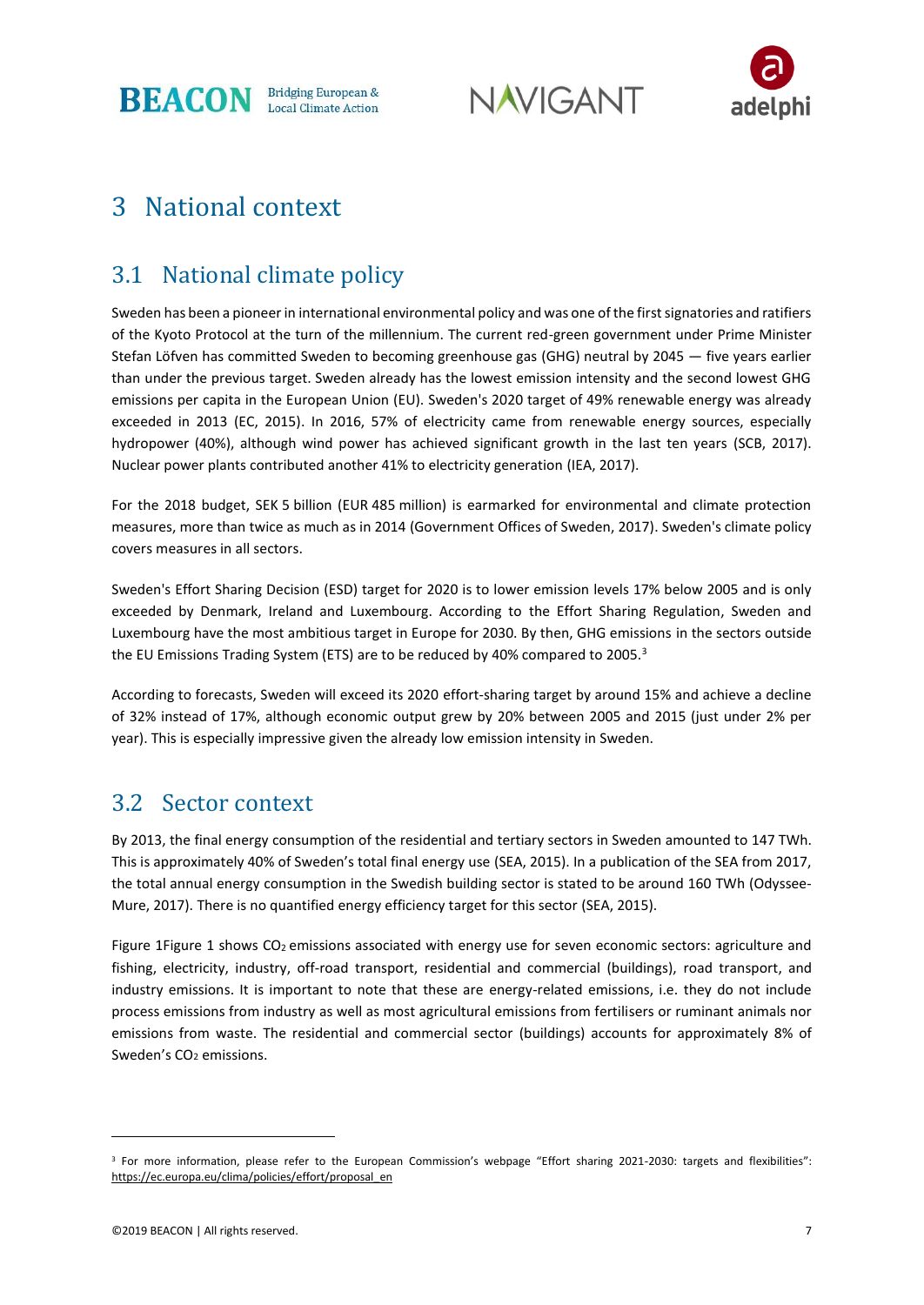# 3 National context

## 3.1 National climate policy

Sweden has been a pioneer in international environmental policy and was one of the first signatories and ratifiers of the Kyoto Protocol at the turn of the millennium. The current red-green government under Prime Minister Stefan Löfven has committed Sweden to becoming greenhouse gas (GHG) neutral by 2045 — five years earlier than under the previous target. Sweden already has the lowest emission intensity and the second lowest GHG emissions per capita in the European Union (EU). Sweden's 2020 target of 49% renewable energy was already exceeded in 2013 (EC, 2015). In 2016, 57% of electricity came from renewable energy sources, especially hydropower (40%), although wind power has achieved significant growth in the last ten years (SCB, 2017). Nuclear power plants contributed another 41% to electricity generation (IEA, 2017).

For the 2018 budget, SEK 5 billion (EUR 485 million) is earmarked for environmental and climate protection measures, more than twice as much as in 2014 (Government Offices of Sweden, 2017). Sweden's climate policy covers measures in all sectors.

Sweden's Effort Sharing Decision (ESD) target for 2020 is to lower emission levels 17% below 2005 and is only exceeded by Denmark, Ireland and Luxembourg. According to the Effort Sharing Regulation, Sweden and Luxembourg have the most ambitious target in Europe for 2030. By then, GHG emissions in the sectors outside the EU Emissions Trading System (ETS) are to be reduced by 40% compared to 2005.[3]

According to forecasts, Sweden will exceed its 2020 effort-sharing target by around 15% and achieve a decline of 32% instead of 17%, although economic output grew by 20% between 2005 and 2015 (just under 2% per year). This is especially impressive given the already low emission intensity in Sweden.

## 3.2 Sector context

By 2013, the final energy consumption of the residential and tertiary sectors in Sweden amounted to 147 TWh. This is approximately 40% of Sweden's total final energy use (SEA, 2015). In a publication of the SEA from 2017, the total annual energy consumption in the Swedish building sector is stated to be around 160 TWh (Odyssee-Mure, 2017). There is no quantified energy efficiency target for this sector (SEA, 2015).

Figure 1Figure 1 shows $CO_2$ emissions associated with energy use for seven economic sectors: agriculture and fishing, electricity, industry, off-road transport, residential and commercial (buildings), road transport, and industry emissions. It is important to note that these are energy-related emissions, i.e. they do not include process emissions from industry as well as most agricultural emissions from fertilisers or ruminant animals nor emissions from waste. The residential and commercial sector (buildings) accounts for approximately 8% of Sweden's $CO_2$ emissions.

---

[3] For more information, please refer to the European Commission's webpage "Effort sharing 2021-2030: targets and flexibilities": https://ec.europa.eu/clima/policies/effort/proposal_en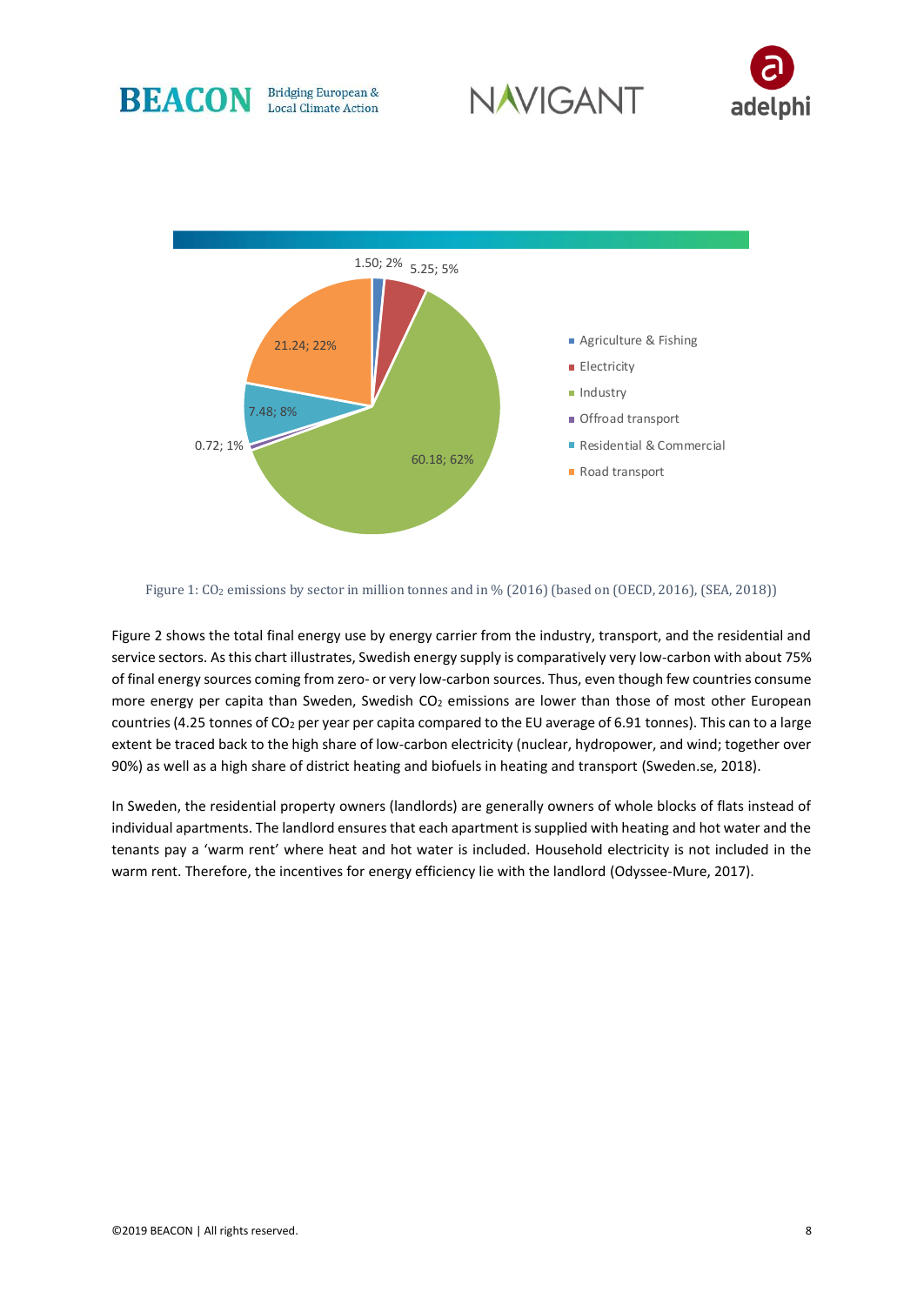1.50; 2%

5.25; 5%

21.24; 22%

7.48; 8%

0.72; 1%

60.18; 62%

- Agriculture & Fishing
- Electricity
- Industry
- Offroad transport
- Residential & Commercial
- Road transport

Figure 1: $CO_2$ emissions by sector in million tonnes and in % (2016) (based on (OECD, 2016), (SEA, 2018))

Figure 2 shows the total final energy use by energy carrier from the industry, transport, and the residential and service sectors. As this chart illustrates, Swedish energy supply is comparatively very low-carbon with about 75% of final energy sources coming from zero- or very low-carbon sources. Thus, even though few countries consume more energy per capita than Sweden, Swedish $CO_2$ emissions are lower than those of most other European countries (4.25 tonnes of $CO_2$ per year per capita compared to the EU average of 6.91 tonnes). This can to a large extent be traced back to the high share of low-carbon electricity (nuclear, hydropower, and wind; together over 90%) as well as a high share of district heating and biofuels in heating and transport (Sweden.se, 2018).

In Sweden, the residential property owners (landlords) are generally owners of whole blocks of flats instead of individual apartments. The landlord ensures that each apartment is supplied with heating and hot water and the tenants pay a 'warm rent' where heat and hot water is included. Household electricity is not included in the warm rent. Therefore, the incentives for energy efficiency lie with the landlord (Odyssee-Mure, 2017).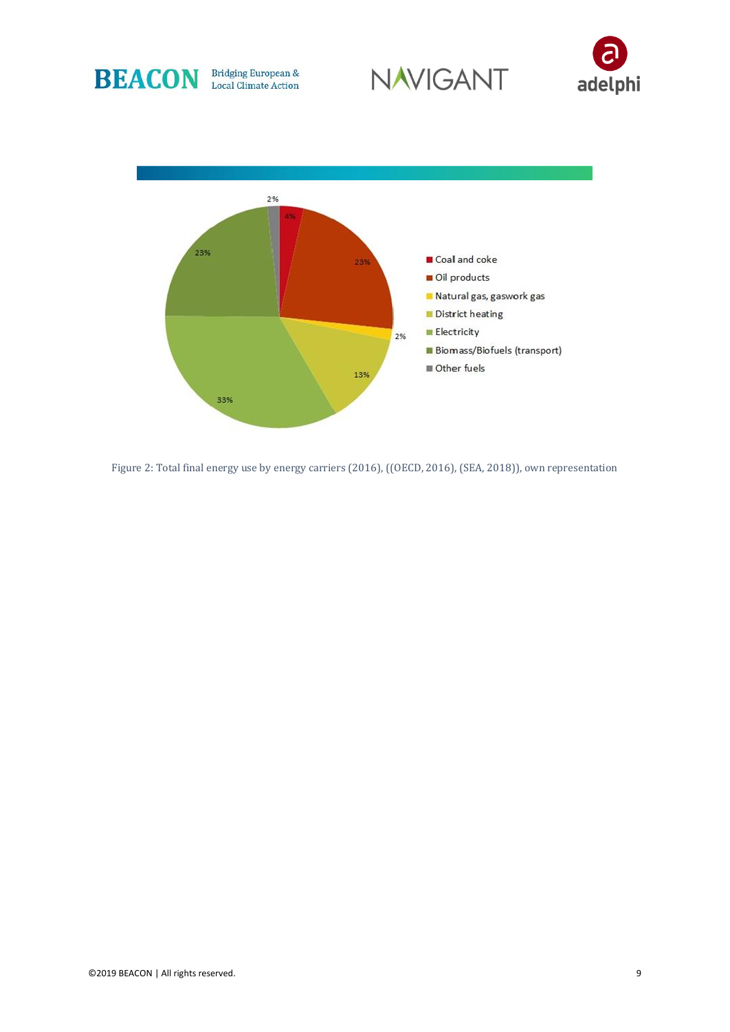Figure 2: Total final energy use by energy carriers (2016), ((OECD, 2016), (SEA, 2018)), own representation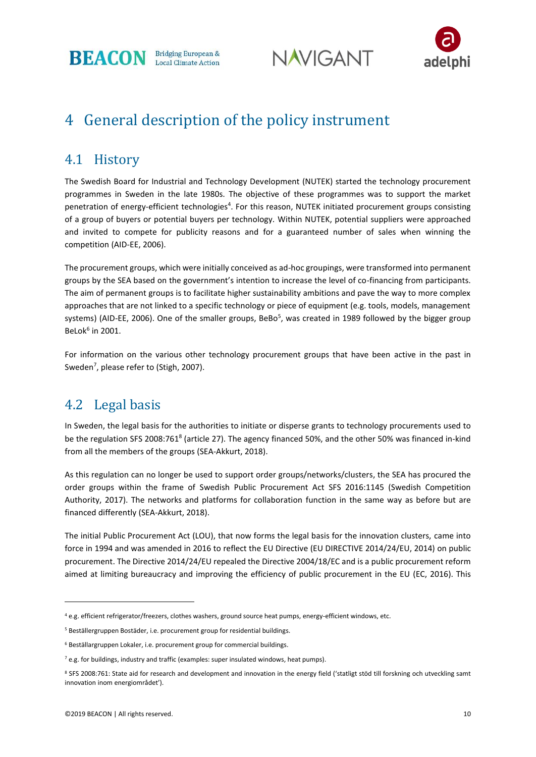# 4 General description of the policy instrument

## 4.1 History

The Swedish Board for Industrial and Technology Development (NUTEK) started the technology procurement programmes in Sweden in the late 1980s. The objective of these programmes was to support the market penetration of energy-efficient technologies[4]. For this reason, NUTEK initiated procurement groups consisting of a group of buyers or potential buyers per technology. Within NUTEK, potential suppliers were approached and invited to compete for publicity reasons and for a guaranteed number of sales when winning the competition (AID-EE, 2006).

The procurement groups, which were initially conceived as ad-hoc groupings, were transformed into permanent groups by the SEA based on the government's intention to increase the level of co-financing from participants. The aim of permanent groups is to facilitate higher sustainability ambitions and pave the way to more complex approaches that are not linked to a specific technology or piece of equipment (e.g. tools, models, management systems) (AID-EE, 2006). One of the smaller groups, BeBo[5], was created in 1989 followed by the bigger group BeLok[6] in 2001.

For information on the various other technology procurement groups that have been active in the past in Sweden[7], please refer to (Stigh, 2007).

## 4.2 Legal basis

In Sweden, the legal basis for the authorities to initiate or disperse grants to technology procurements used to be the regulation SFS 2008:761[8] (article 27). The agency financed 50%, and the other 50% was financed in-kind from all the members of the groups (SEA-Akkurt, 2018).

As this regulation can no longer be used to support order groups/networks/clusters, the SEA has procured the order groups within the frame of Swedish Public Procurement Act SFS 2016:1145 (Swedish Competition Authority, 2017). The networks and platforms for collaboration function in the same way as before but are financed differently (SEA-Akkurt, 2018).

The initial Public Procurement Act (LOU), that now forms the legal basis for the innovation clusters, came into force in 1994 and was amended in 2016 to reflect the EU Directive (EU DIRECTIVE 2014/24/EU, 2014) on public procurement. The Directive 2014/24/EU repealed the Directive 2004/18/EC and is a public procurement reform aimed at limiting bureaucracy and improving the efficiency of public procurement in the EU (EC, 2016). This

---

[4] e.g. efficient refrigerator/freezers, clothes washers, ground source heat pumps, energy-efficient windows, etc.

[5] Beställergruppen Bostäder, i.e. procurement group for residential buildings.

[6] Beställargruppen Lokaler, i.e. procurement group for commercial buildings.

[7] e.g. for buildings, industry and traffic (examples: super insulated windows, heat pumps).

[8] SFS 2008:761: State aid for research and development and innovation in the energy field ('statligt stöd till forskning och utveckling samt innovation inom energiområdet').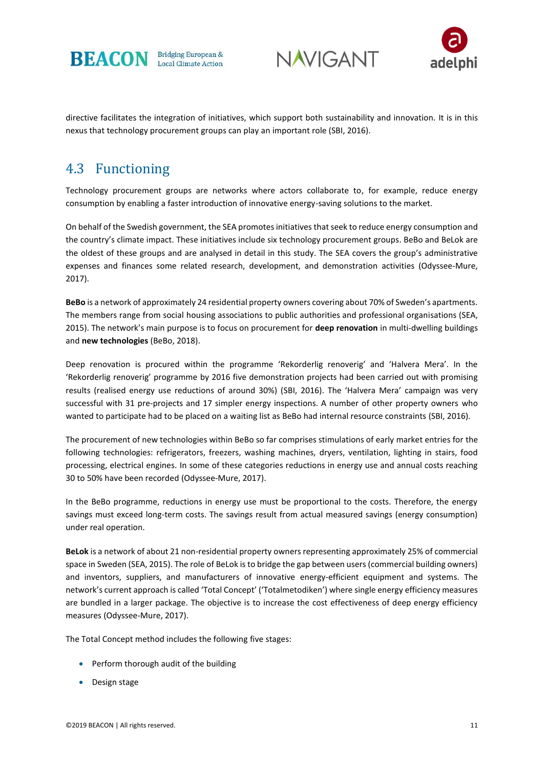directive facilitates the integration of initiatives, which support both sustainability and innovation. It is in this nexus that technology procurement groups can play an important role (SBI, 2016).

## 4.3 Functioning

Technology procurement groups are networks where actors collaborate to, for example, reduce energy consumption by enabling a faster introduction of innovative energy-saving solutions to the market.

On behalf of the Swedish government, the SEA promotes initiatives that seek to reduce energy consumption and the country's climate impact. These initiatives include six technology procurement groups. BeBo and BeLok are the oldest of these groups and are analysed in detail in this study. The SEA covers the group's administrative expenses and finances some related research, development, and demonstration activities (Odyssee-Mure, 2017).

**BeBo** is a network of approximately 24 residential property owners covering about 70% of Sweden's apartments. The members range from social housing associations to public authorities and professional organisations (SEA, 2015). The network's main purpose is to focus on procurement for **deep renovation** in multi-dwelling buildings and **new technologies** (BeBo, 2018).

Deep renovation is procured within the programme 'Rekorderlig renoverig' and 'Halvera Mera'. In the 'Rekorderlig renoverig' programme by 2016 five demonstration projects had been carried out with promising results (realised energy use reductions of around 30%) (SBI, 2016). The 'Halvera Mera' campaign was very successful with 31 pre-projects and 17 simpler energy inspections. A number of other property owners who wanted to participate had to be placed on a waiting list as BeBo had internal resource constraints (SBI, 2016).

The procurement of new technologies within BeBo so far comprises stimulations of early market entries for the following technologies: refrigerators, freezers, washing machines, dryers, ventilation, lighting in stairs, food processing, electrical engines. In some of these categories reductions in energy use and annual costs reaching 30 to 50% have been recorded (Odyssee-Mure, 2017).

In the BeBo programme, reductions in energy use must be proportional to the costs. Therefore, the energy savings must exceed long-term costs. The savings result from actual measured savings (energy consumption) under real operation.

**BeLok** is a network of about 21 non-residential property owners representing approximately 25% of commercial space in Sweden (SEA, 2015). The role of BeLok is to bridge the gap between users (commercial building owners) and inventors, suppliers, and manufacturers of innovative energy-efficient equipment and systems. The network's current approach is called 'Total Concept' ('Totalmetodiken') where single energy efficiency measures are bundled in a larger package. The objective is to increase the cost effectiveness of deep energy efficiency measures (Odyssee-Mure, 2017).

The Total Concept method includes the following five stages:

- Perform thorough audit of the building
- Design stage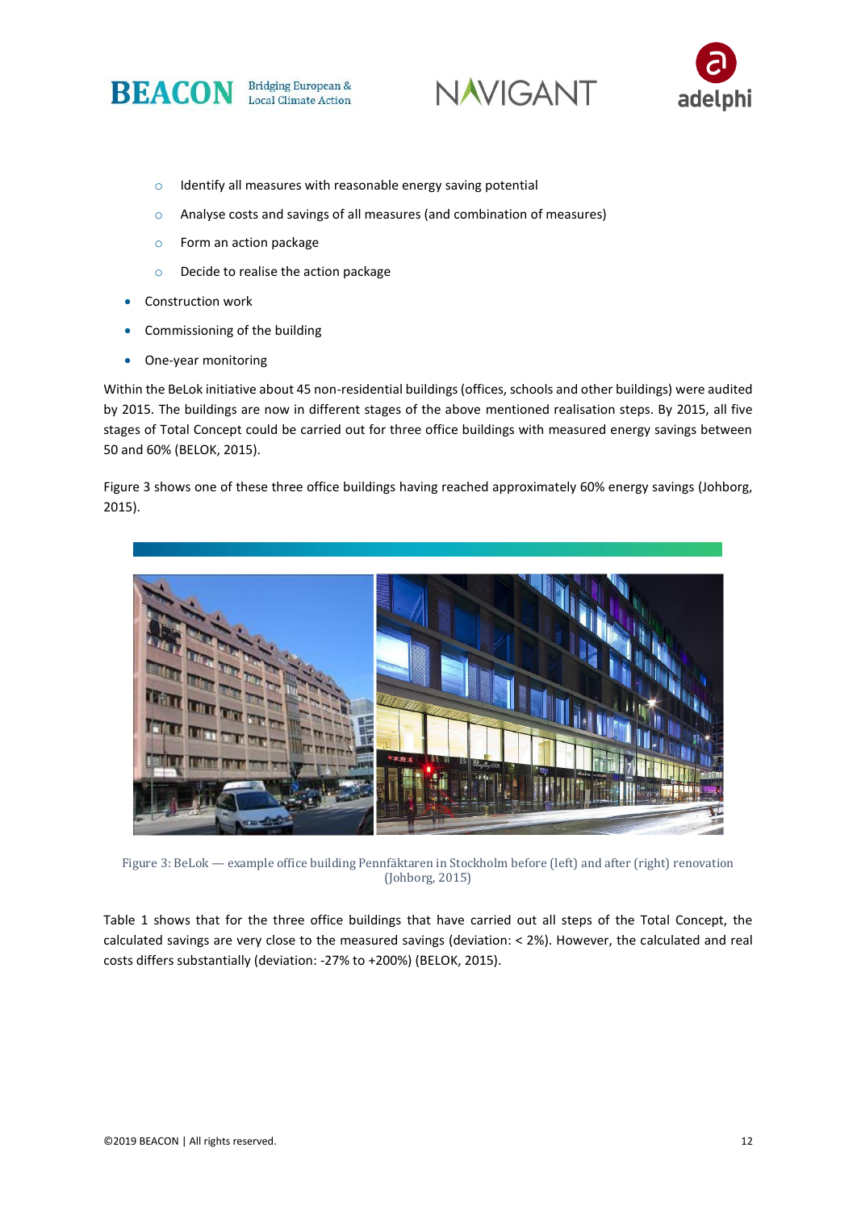- Identify all measures with reasonable energy saving potential
  - Analyse costs and savings of all measures (and combination of measures)
  - Form an action package
  - Decide to realise the action package
- Construction work
- Commissioning of the building
- One-year monitoring

Within the BeLok initiative about 45 non-residential buildings (offices, schools and other buildings) were audited by 2015. The buildings are now in different stages of the above mentioned realisation steps. By 2015, all five stages of Total Concept could be carried out for three office buildings with measured energy savings between 50 and 60% (BELOK, 2015).

Figure 3 shows one of these three office buildings having reached approximately 60% energy savings (Johborg, 2015).

Figure 3: BeLok — example office building Pennfäktaren in Stockholm before (left) and after (right) renovation (Johborg, 2015)

Table 1 shows that for the three office buildings that have carried out all steps of the Total Concept, the calculated savings are very close to the measured savings (deviation: < 2%). However, the calculated and real costs differs substantially (deviation: -27% to +200%) (BELOK, 2015).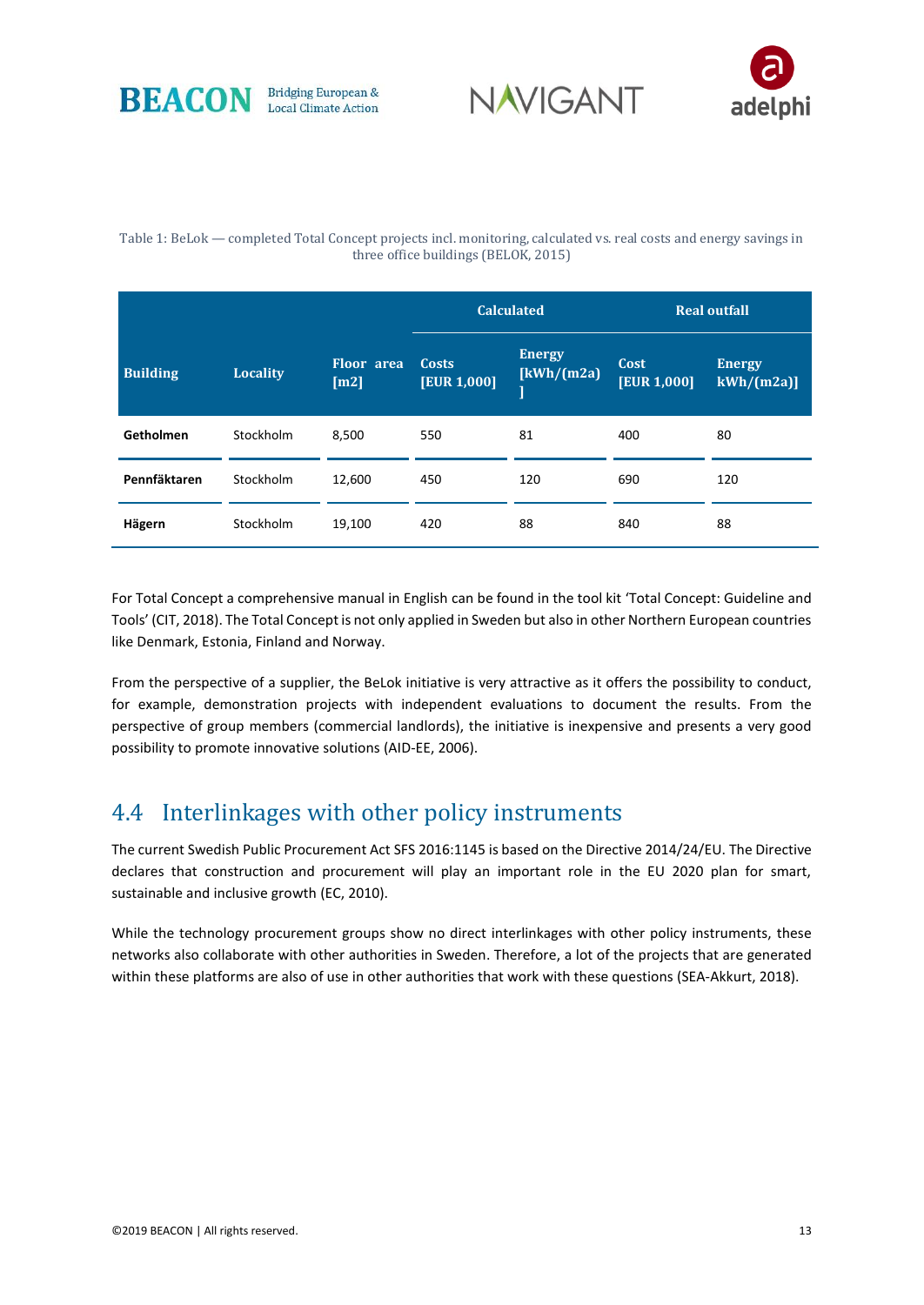Table 1: BeLok — completed Total Concept projects incl. monitoring, calculated vs. real costs and energy savings in three office buildings (BELOK, 2015)

| Building | Locality | Floor area [m2] | Calculated | | Real outfall | |
|---|---|---|---|---|---|---|
| | | | Costs [EUR 1,000] | Energy [kWh/(m2a)] | Cost [EUR 1,000] | Energy kWh/(m2a)] |
| **Getholmen** | Stockholm | 8,500 | 550 | 81 | 400 | 80 |
| **Pennfäktaren** | Stockholm | 12,600 | 450 | 120 | 690 | 120 |
| **Hägern** | Stockholm | 19,100 | 420 | 88 | 840 | 88 |

For Total Concept a comprehensive manual in English can be found in the tool kit 'Total Concept: Guideline and Tools' (CIT, 2018). The Total Concept is not only applied in Sweden but also in other Northern European countries like Denmark, Estonia, Finland and Norway.

From the perspective of a supplier, the BeLok initiative is very attractive as it offers the possibility to conduct, for example, demonstration projects with independent evaluations to document the results. From the perspective of group members (commercial landlords), the initiative is inexpensive and presents a very good possibility to promote innovative solutions (AID-EE, 2006).

## 4.4 Interlinkages with other policy instruments

The current Swedish Public Procurement Act SFS 2016:1145 is based on the Directive 2014/24/EU. The Directive declares that construction and procurement will play an important role in the EU 2020 plan for smart, sustainable and inclusive growth (EC, 2010).

While the technology procurement groups show no direct interlinkages with other policy instruments, these networks also collaborate with other authorities in Sweden. Therefore, a lot of the projects that are generated within these platforms are also of use in other authorities that work with these questions (SEA-Akkurt, 2018).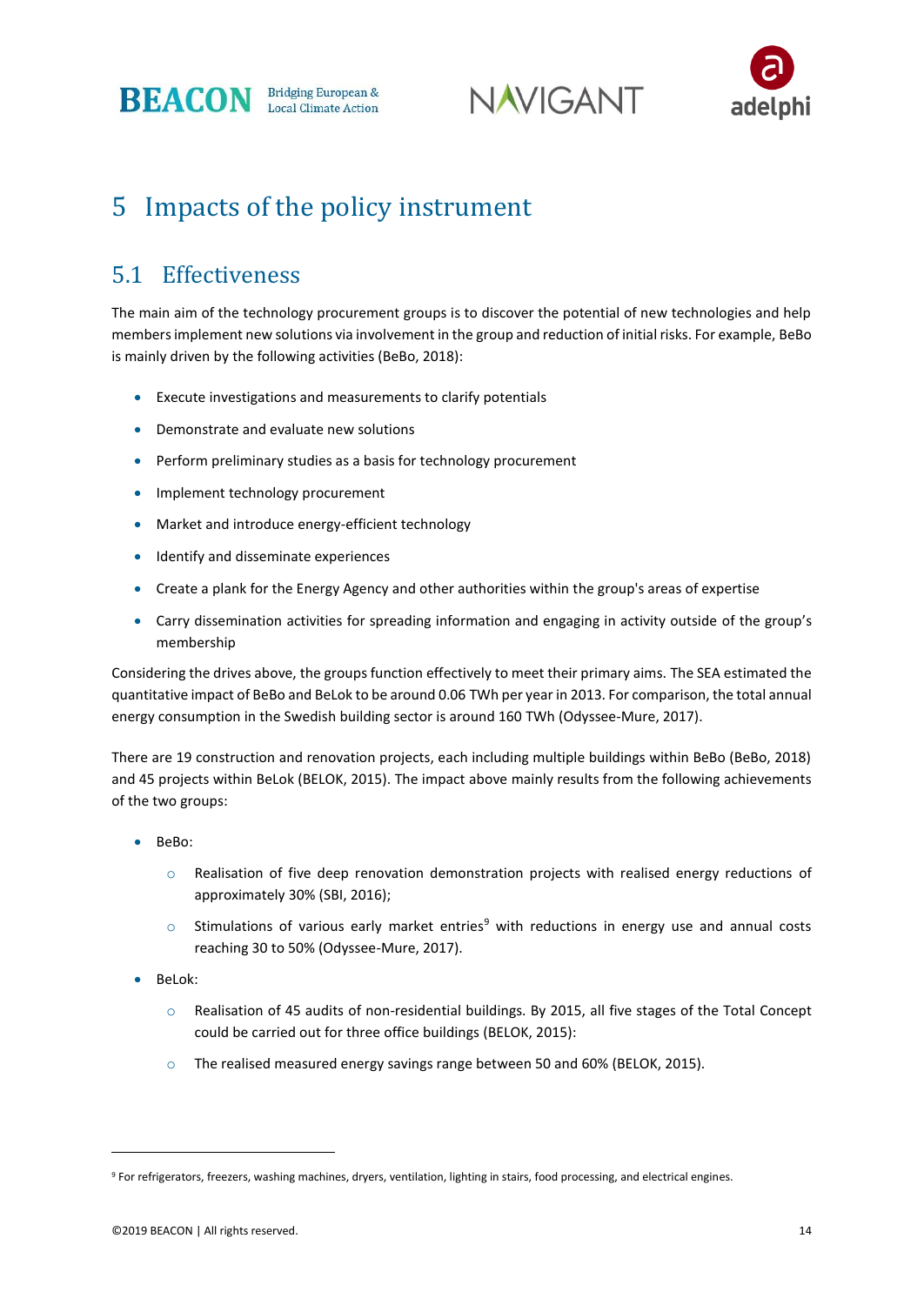# 5 Impacts of the policy instrument

## 5.1 Effectiveness

The main aim of the technology procurement groups is to discover the potential of new technologies and help members implement new solutions via involvement in the group and reduction of initial risks. For example, BeBo is mainly driven by the following activities (BeBo, 2018):

- Execute investigations and measurements to clarify potentials
- Demonstrate and evaluate new solutions
- Perform preliminary studies as a basis for technology procurement
- Implement technology procurement
- Market and introduce energy-efficient technology
- Identify and disseminate experiences
- Create a plank for the Energy Agency and other authorities within the group's areas of expertise
- Carry dissemination activities for spreading information and engaging in activity outside of the group's membership

Considering the drives above, the groups function effectively to meet their primary aims. The SEA estimated the quantitative impact of BeBo and BeLok to be around 0.06 TWh per year in 2013. For comparison, the total annual energy consumption in the Swedish building sector is around 160 TWh (Odyssee-Mure, 2017).

There are 19 construction and renovation projects, each including multiple buildings within BeBo (BeBo, 2018) and 45 projects within BeLok (BELOK, 2015). The impact above mainly results from the following achievements of the two groups:

- BeBo:
  - Realisation of five deep renovation demonstration projects with realised energy reductions of approximately 30% (SBI, 2016);
  - Stimulations of various early market entries[9] with reductions in energy use and annual costs reaching 30 to 50% (Odyssee-Mure, 2017).
- BeLok:
  - Realisation of 45 audits of non-residential buildings. By 2015, all five stages of the Total Concept could be carried out for three office buildings (BELOK, 2015):
  - The realised measured energy savings range between 50 and 60% (BELOK, 2015).

[9] For refrigerators, freezers, washing machines, dryers, ventilation, lighting in stairs, food processing, and electrical engines.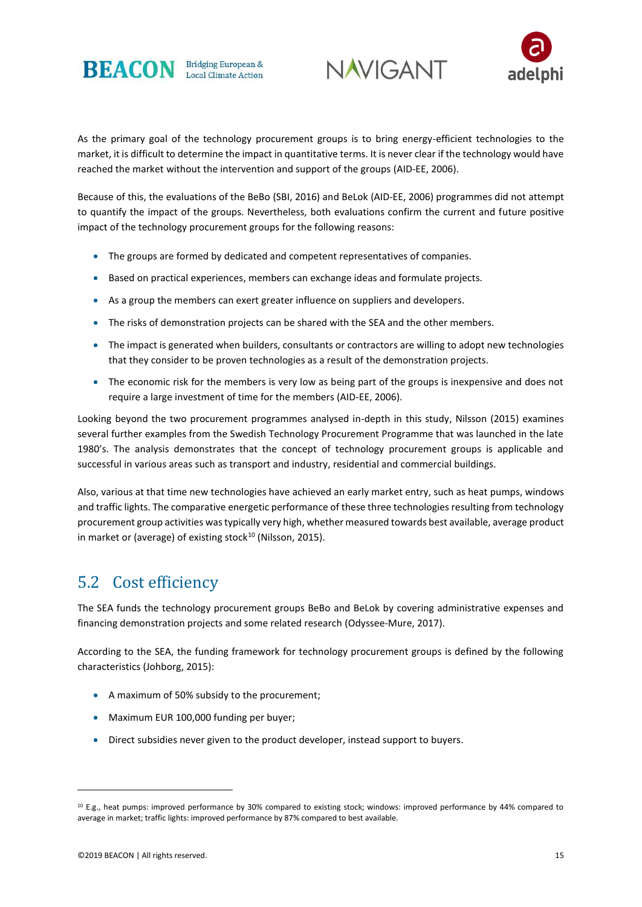As the primary goal of the technology procurement groups is to bring energy-efficient technologies to the market, it is difficult to determine the impact in quantitative terms. It is never clear if the technology would have reached the market without the intervention and support of the groups (AID-EE, 2006).

Because of this, the evaluations of the BeBo (SBI, 2016) and BeLok (AID-EE, 2006) programmes did not attempt to quantify the impact of the groups. Nevertheless, both evaluations confirm the current and future positive impact of the technology procurement groups for the following reasons:

- The groups are formed by dedicated and competent representatives of companies.
- Based on practical experiences, members can exchange ideas and formulate projects.
- As a group the members can exert greater influence on suppliers and developers.
- The risks of demonstration projects can be shared with the SEA and the other members.
- The impact is generated when builders, consultants or contractors are willing to adopt new technologies that they consider to be proven technologies as a result of the demonstration projects.
- The economic risk for the members is very low as being part of the groups is inexpensive and does not require a large investment of time for the members (AID-EE, 2006).

Looking beyond the two procurement programmes analysed in-depth in this study, Nilsson (2015) examines several further examples from the Swedish Technology Procurement Programme that was launched in the late 1980's. The analysis demonstrates that the concept of technology procurement groups is applicable and successful in various areas such as transport and industry, residential and commercial buildings.

Also, various at that time new technologies have achieved an early market entry, such as heat pumps, windows and traffic lights. The comparative energetic performance of these three technologies resulting from technology procurement group activities was typically very high, whether measured towards best available, average product in market or (average) of existing stock[10] (Nilsson, 2015).

## 5.2 Cost efficiency

The SEA funds the technology procurement groups BeBo and BeLok by covering administrative expenses and financing demonstration projects and some related research (Odyssee-Mure, 2017).

According to the SEA, the funding framework for technology procurement groups is defined by the following characteristics (Johborg, 2015):

- A maximum of 50% subsidy to the procurement;
- Maximum EUR 100,000 funding per buyer;
- Direct subsidies never given to the product developer, instead support to buyers.

[10] E.g., heat pumps: improved performance by 30% compared to existing stock; windows: improved performance by 44% compared to average in market; traffic lights: improved performance by 87% compared to best available.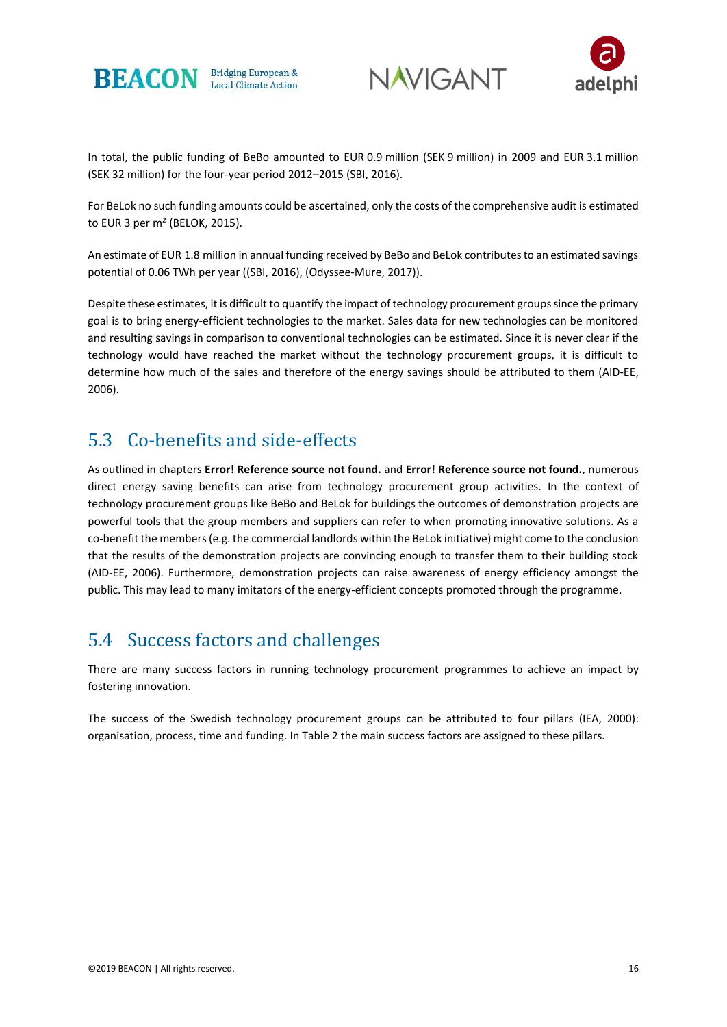In total, the public funding of BeBo amounted to EUR 0.9 million (SEK 9 million) in 2009 and EUR 3.1 million (SEK 32 million) for the four-year period 2012–2015 (SBI, 2016).

For BeLok no such funding amounts could be ascertained, only the costs of the comprehensive audit is estimated to EUR 3 per m² (BELOK, 2015).

An estimate of EUR 1.8 million in annual funding received by BeBo and BeLok contributes to an estimated savings potential of 0.06 TWh per year ((SBI, 2016), (Odyssee-Mure, 2017)).

Despite these estimates, it is difficult to quantify the impact of technology procurement groups since the primary goal is to bring energy-efficient technologies to the market. Sales data for new technologies can be monitored and resulting savings in comparison to conventional technologies can be estimated. Since it is never clear if the technology would have reached the market without the technology procurement groups, it is difficult to determine how much of the sales and therefore of the energy savings should be attributed to them (AID-EE, 2006).

## 5.3 Co-benefits and side-effects

As outlined in chapters **Error! Reference source not found.** and **Error! Reference source not found.**, numerous direct energy saving benefits can arise from technology procurement group activities. In the context of technology procurement groups like BeBo and BeLok for buildings the outcomes of demonstration projects are powerful tools that the group members and suppliers can refer to when promoting innovative solutions. As a co-benefit the members (e.g. the commercial landlords within the BeLok initiative) might come to the conclusion that the results of the demonstration projects are convincing enough to transfer them to their building stock (AID-EE, 2006). Furthermore, demonstration projects can raise awareness of energy efficiency amongst the public. This may lead to many imitators of the energy-efficient concepts promoted through the programme.

## 5.4 Success factors and challenges

There are many success factors in running technology procurement programmes to achieve an impact by fostering innovation.

The success of the Swedish technology procurement groups can be attributed to four pillars (IEA, 2000): organisation, process, time and funding. In Table 2 the main success factors are assigned to these pillars.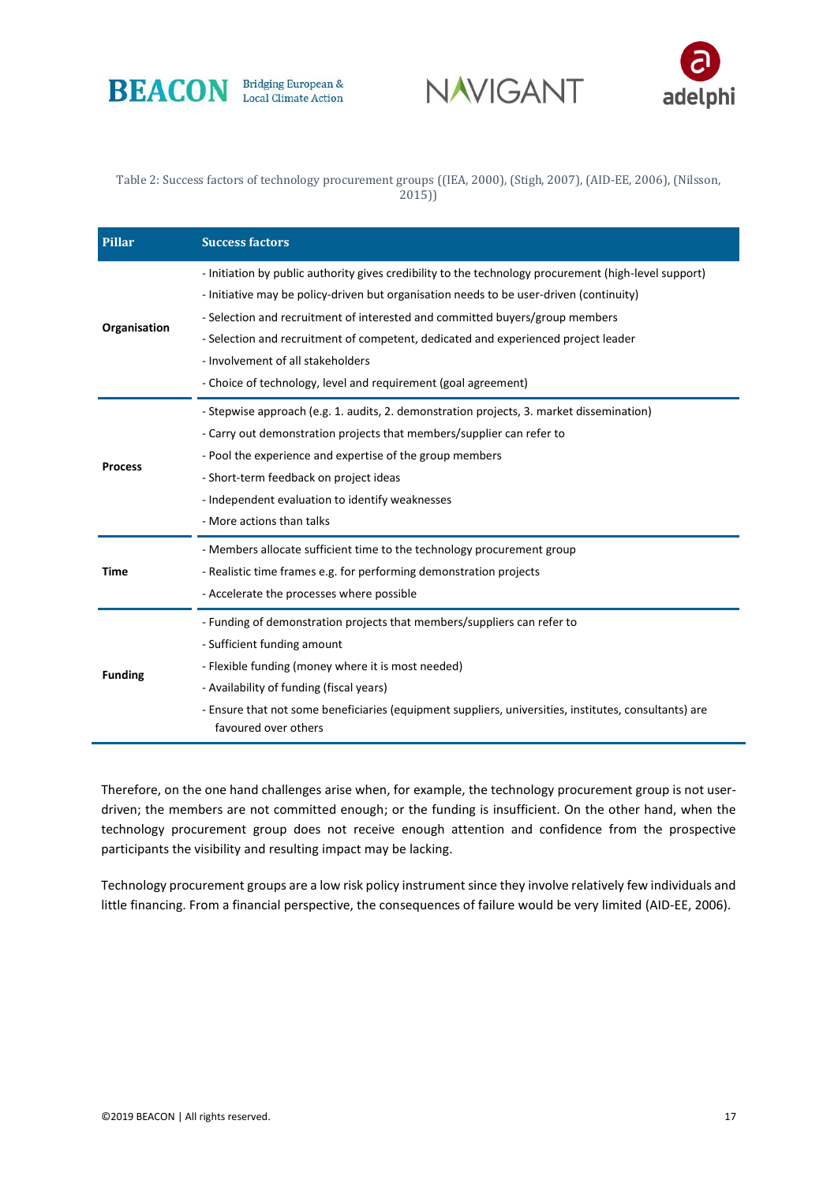Table 2: Success factors of technology procurement groups ((IEA, 2000), (Stigh, 2007), (AID-EE, 2006), (Nilsson, 2015))

| Pillar | Success factors |
|---|---|
| **Organisation** | - Initiation by public authority gives credibility to the technology procurement (high-level support)<br>- Initiative may be policy-driven but organisation needs to be user-driven (continuity)<br>- Selection and recruitment of interested and committed buyers/group members<br>- Selection and recruitment of competent, dedicated and experienced project leader<br>- Involvement of all stakeholders<br>- Choice of technology, level and requirement (goal agreement) |
| **Process** | - Stepwise approach (e.g. 1. audits, 2. demonstration projects, 3. market dissemination)<br>- Carry out demonstration projects that members/supplier can refer to<br>- Pool the experience and expertise of the group members<br>- Short-term feedback on project ideas<br>- Independent evaluation to identify weaknesses<br>- More actions than talks |
| **Time** | - Members allocate sufficient time to the technology procurement group<br>- Realistic time frames e.g. for performing demonstration projects<br>- Accelerate the processes where possible |
| **Funding** | - Funding of demonstration projects that members/suppliers can refer to<br>- Sufficient funding amount<br>- Flexible funding (money where it is most needed)<br>- Availability of funding (fiscal years)<br>- Ensure that not some beneficiaries (equipment suppliers, universities, institutes, consultants) are favoured over others |

Therefore, on the one hand challenges arise when, for example, the technology procurement group is not user-driven; the members are not committed enough; or the funding is insufficient. On the other hand, when the technology procurement group does not receive enough attention and confidence from the prospective participants the visibility and resulting impact may be lacking.

Technology procurement groups are a low risk policy instrument since they involve relatively few individuals and little financing. From a financial perspective, the consequences of failure would be very limited (AID-EE, 2006).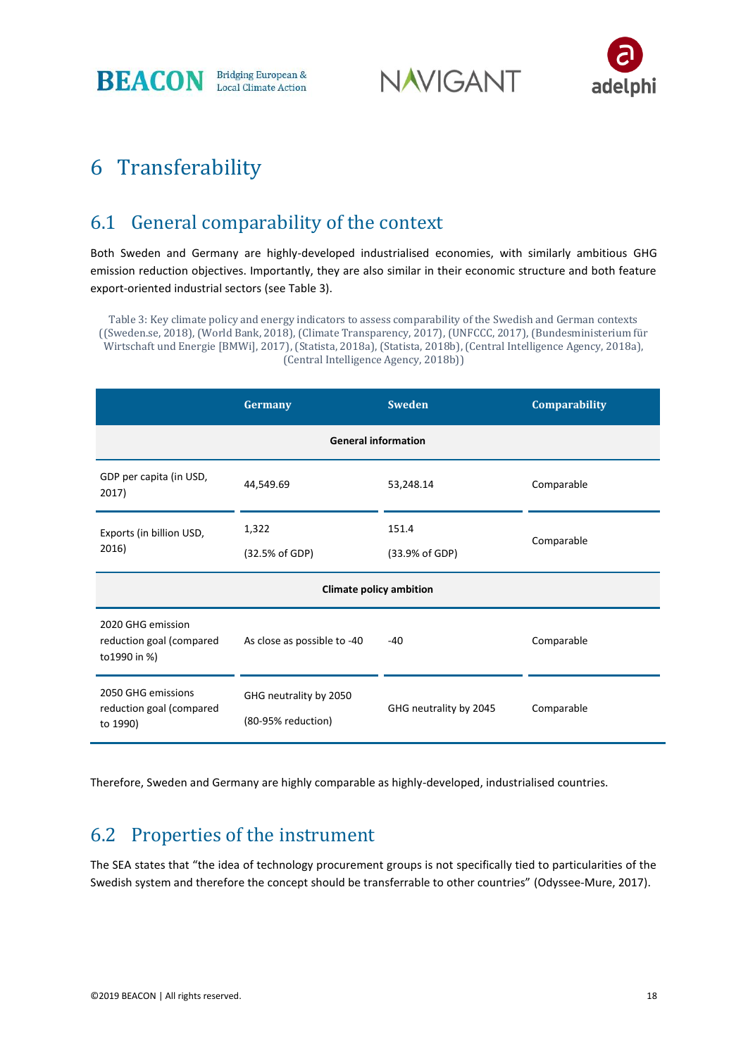# 6 Transferability

## 6.1 General comparability of the context

Both Sweden and Germany are highly-developed industrialised economies, with similarly ambitious GHG emission reduction objectives. Importantly, they are also similar in their economic structure and both feature export-oriented industrial sectors (see Table 3).

Table 3: Key climate policy and energy indicators to assess comparability of the Swedish and German contexts ((Sweden.se, 2018), (World Bank, 2018), (Climate Transparency, 2017), (UNFCCC, 2017), (Bundesministerium für Wirtschaft und Energie [BMWi], 2017), (Statista, 2018a), (Statista, 2018b), (Central Intelligence Agency, 2018a), (Central Intelligence Agency, 2018b))

| | Germany | Sweden | Comparability |
|---|---|---|---|
| **General information** | | | |
| GDP per capita (in USD, 2017) | 44,549.69 | 53,248.14 | Comparable |
| Exports (in billion USD, 2016) | 1,322 (32.5% of GDP) | 151.4 (33.9% of GDP) | Comparable |
| **Climate policy ambition** | | | |
| 2020 GHG emission reduction goal (compared to1990 in %) | As close as possible to -40 | -40 | Comparable |
| 2050 GHG emissions reduction goal (compared to 1990) | GHG neutrality by 2050 (80-95% reduction) | GHG neutrality by 2045 | Comparable |

Therefore, Sweden and Germany are highly comparable as highly-developed, industrialised countries.

## 6.2 Properties of the instrument

The SEA states that "the idea of technology procurement groups is not specifically tied to particularities of the Swedish system and therefore the concept should be transferrable to other countries" (Odyssee-Mure, 2017).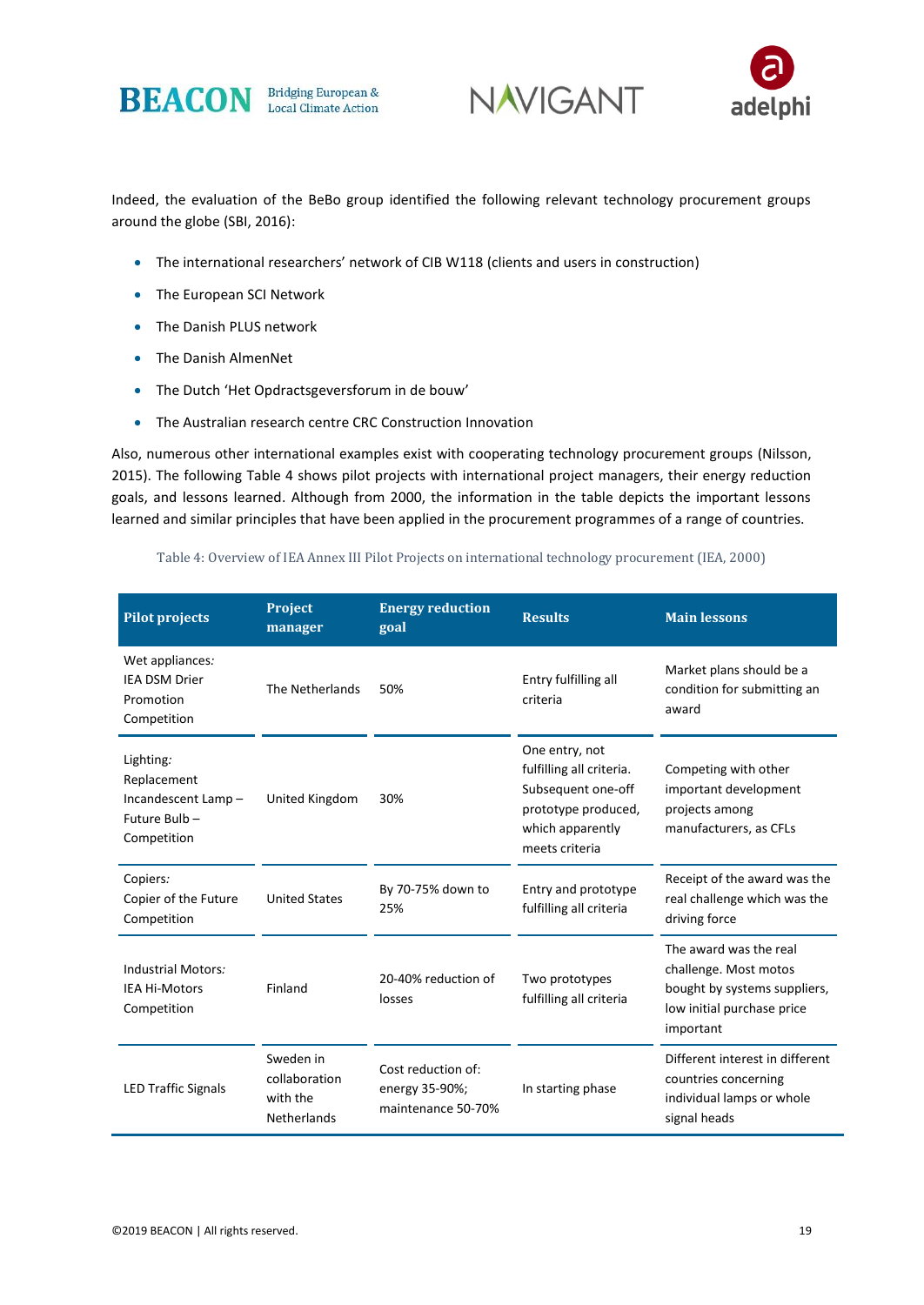Indeed, the evaluation of the BeBo group identified the following relevant technology procurement groups around the globe (SBI, 2016):

- The international researchers' network of CIB W118 (clients and users in construction)
- The European SCI Network
- The Danish PLUS network
- The Danish AlmenNet
- The Dutch 'Het Opdractsgeversforum in de bouw'
- The Australian research centre CRC Construction Innovation

Also, numerous other international examples exist with cooperating technology procurement groups (Nilsson, 2015). The following Table 4 shows pilot projects with international project managers, their energy reduction goals, and lessons learned. Although from 2000, the information in the table depicts the important lessons learned and similar principles that have been applied in the procurement programmes of a range of countries.

Table 4: Overview of IEA Annex III Pilot Projects on international technology procurement (IEA, 2000)

| Pilot projects | Project manager | Energy reduction goal | Results | Main lessons |
|---|---|---|---|---|
| Wet appliances: IEA DSM Drier Promotion Competition | The Netherlands | 50% | Entry fulfilling all criteria | Market plans should be a condition for submitting an award |
| Lighting: Replacement Incandescent Lamp – Future Bulb – Competition | United Kingdom | 30% | One entry, not fulfilling all criteria. Subsequent one-off prototype produced, which apparently meets criteria | Competing with other important development projects among manufacturers, as CFLs |
| Copiers: Copier of the Future Competition | United States | By 70-75% down to 25% | Entry and prototype fulfilling all criteria | Receipt of the award was the real challenge which was the driving force |
| Industrial Motors: IEA Hi-Motors Competition | Finland | 20-40% reduction of losses | Two prototypes fulfilling all criteria | The award was the real challenge. Most motos bought by systems suppliers, low initial purchase price important |
| LED Traffic Signals | Sweden in collaboration with the Netherlands | Cost reduction of: energy 35-90%; maintenance 50-70% | In starting phase | Different interest in different countries concerning individual lamps or whole signal heads |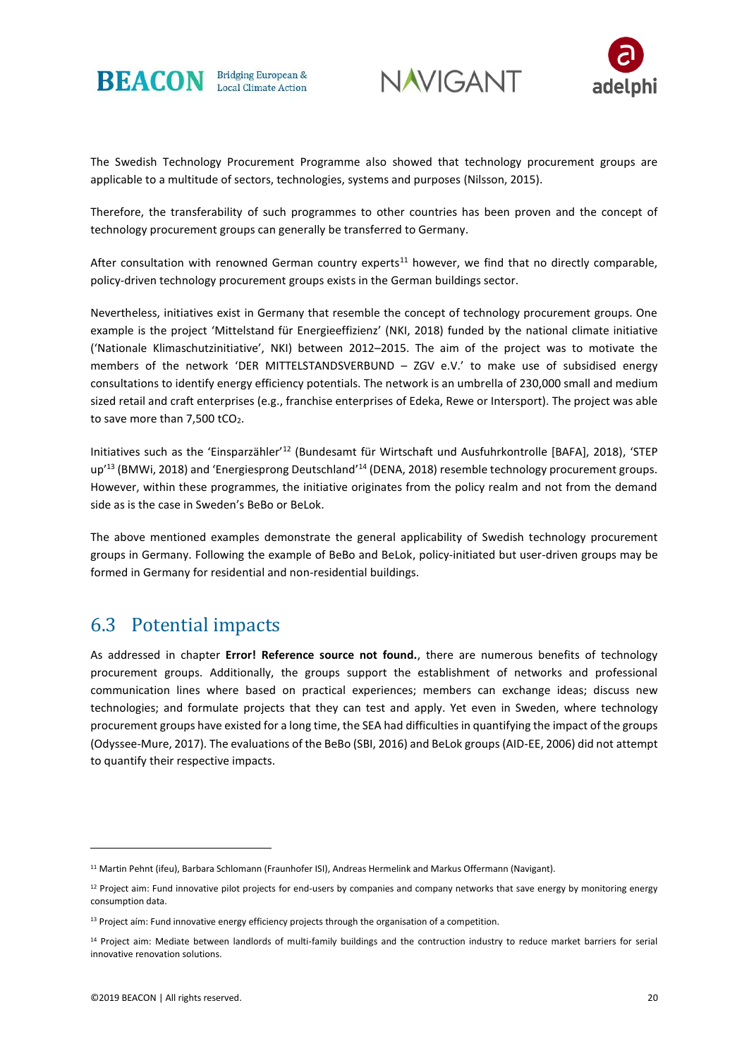The Swedish Technology Procurement Programme also showed that technology procurement groups are applicable to a multitude of sectors, technologies, systems and purposes (Nilsson, 2015).

Therefore, the transferability of such programmes to other countries has been proven and the concept of technology procurement groups can generally be transferred to Germany.

After consultation with renowned German country experts[11] however, we find that no directly comparable, policy-driven technology procurement groups exists in the German buildings sector.

Nevertheless, initiatives exist in Germany that resemble the concept of technology procurement groups. One example is the project 'Mittelstand für Energieeffizienz' (NKI, 2018) funded by the national climate initiative ('Nationale Klimaschutzinitiative', NKI) between 2012–2015. The aim of the project was to motivate the members of the network 'DER MITTELSTANDSVERBUND – ZGV e.V.' to make use of subsidised energy consultations to identify energy efficiency potentials. The network is an umbrella of 230,000 small and medium sized retail and craft enterprises (e.g., franchise enterprises of Edeka, Rewe or Intersport). The project was able to save more than 7,500 $tCO_2$.

Initiatives such as the 'Einsparzähler'[12] (Bundesamt für Wirtschaft und Ausfuhrkontrolle [BAFA], 2018), 'STEP up'[13] (BMWi, 2018) and 'Energiesprong Deutschland'[14] (DENA, 2018) resemble technology procurement groups. However, within these programmes, the initiative originates from the policy realm and not from the demand side as is the case in Sweden's BeBo or BeLok.

The above mentioned examples demonstrate the general applicability of Swedish technology procurement groups in Germany. Following the example of BeBo and BeLok, policy-initiated but user-driven groups may be formed in Germany for residential and non-residential buildings.

## 6.3 Potential impacts

As addressed in chapter **Error! Reference source not found.**, there are numerous benefits of technology procurement groups. Additionally, the groups support the establishment of networks and professional communication lines where based on practical experiences; members can exchange ideas; discuss new technologies; and formulate projects that they can test and apply. Yet even in Sweden, where technology procurement groups have existed for a long time, the SEA had difficulties in quantifying the impact of the groups (Odyssee-Mure, 2017). The evaluations of the BeBo (SBI, 2016) and BeLok groups (AID-EE, 2006) did not attempt to quantify their respective impacts.

---

[11] Martin Pehnt (ifeu), Barbara Schlomann (Fraunhofer ISI), Andreas Hermelink and Markus Offermann (Navigant).

[12] Project aim: Fund innovative pilot projects for end-users by companies and company networks that save energy by monitoring energy consumption data.

[13] Project aim: Fund innovative energy efficiency projects through the organisation of a competition.

[14] Project aim: Mediate between landlords of multi-family buildings and the contruction industry to reduce market barriers for serial innovative renovation solutions.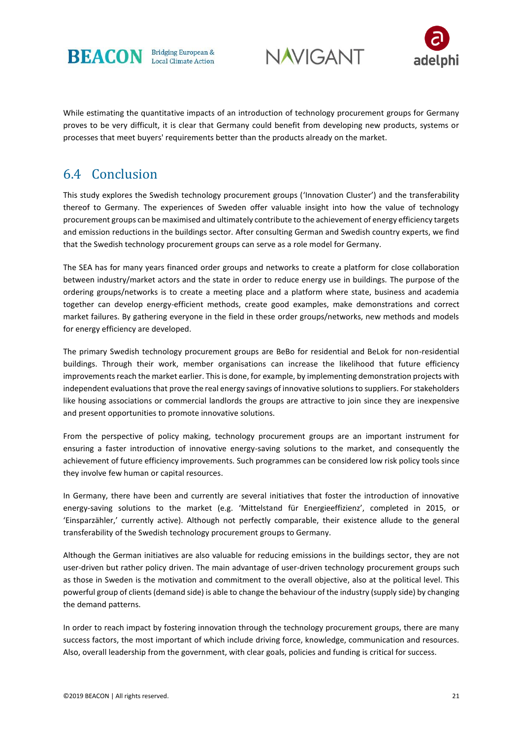While estimating the quantitative impacts of an introduction of technology procurement groups for Germany proves to be very difficult, it is clear that Germany could benefit from developing new products, systems or processes that meet buyers' requirements better than the products already on the market.

## 6.4 Conclusion

This study explores the Swedish technology procurement groups ('Innovation Cluster') and the transferability thereof to Germany. The experiences of Sweden offer valuable insight into how the value of technology procurement groups can be maximised and ultimately contribute to the achievement of energy efficiency targets and emission reductions in the buildings sector. After consulting German and Swedish country experts, we find that the Swedish technology procurement groups can serve as a role model for Germany.

The SEA has for many years financed order groups and networks to create a platform for close collaboration between industry/market actors and the state in order to reduce energy use in buildings. The purpose of the ordering groups/networks is to create a meeting place and a platform where state, business and academia together can develop energy-efficient methods, create good examples, make demonstrations and correct market failures. By gathering everyone in the field in these order groups/networks, new methods and models for energy efficiency are developed.

The primary Swedish technology procurement groups are BeBo for residential and BeLok for non-residential buildings. Through their work, member organisations can increase the likelihood that future efficiency improvements reach the market earlier. This is done, for example, by implementing demonstration projects with independent evaluations that prove the real energy savings of innovative solutions to suppliers. For stakeholders like housing associations or commercial landlords the groups are attractive to join since they are inexpensive and present opportunities to promote innovative solutions.

From the perspective of policy making, technology procurement groups are an important instrument for ensuring a faster introduction of innovative energy-saving solutions to the market, and consequently the achievement of future efficiency improvements. Such programmes can be considered low risk policy tools since they involve few human or capital resources.

In Germany, there have been and currently are several initiatives that foster the introduction of innovative energy-saving solutions to the market (e.g. 'Mittelstand für Energieeffizienz', completed in 2015, or 'Einsparzähler,' currently active). Although not perfectly comparable, their existence allude to the general transferability of the Swedish technology procurement groups to Germany.

Although the German initiatives are also valuable for reducing emissions in the buildings sector, they are not user-driven but rather policy driven. The main advantage of user-driven technology procurement groups such as those in Sweden is the motivation and commitment to the overall objective, also at the political level. This powerful group of clients (demand side) is able to change the behaviour of the industry (supply side) by changing the demand patterns.

In order to reach impact by fostering innovation through the technology procurement groups, there are many success factors, the most important of which include driving force, knowledge, communication and resources. Also, overall leadership from the government, with clear goals, policies and funding is critical for success.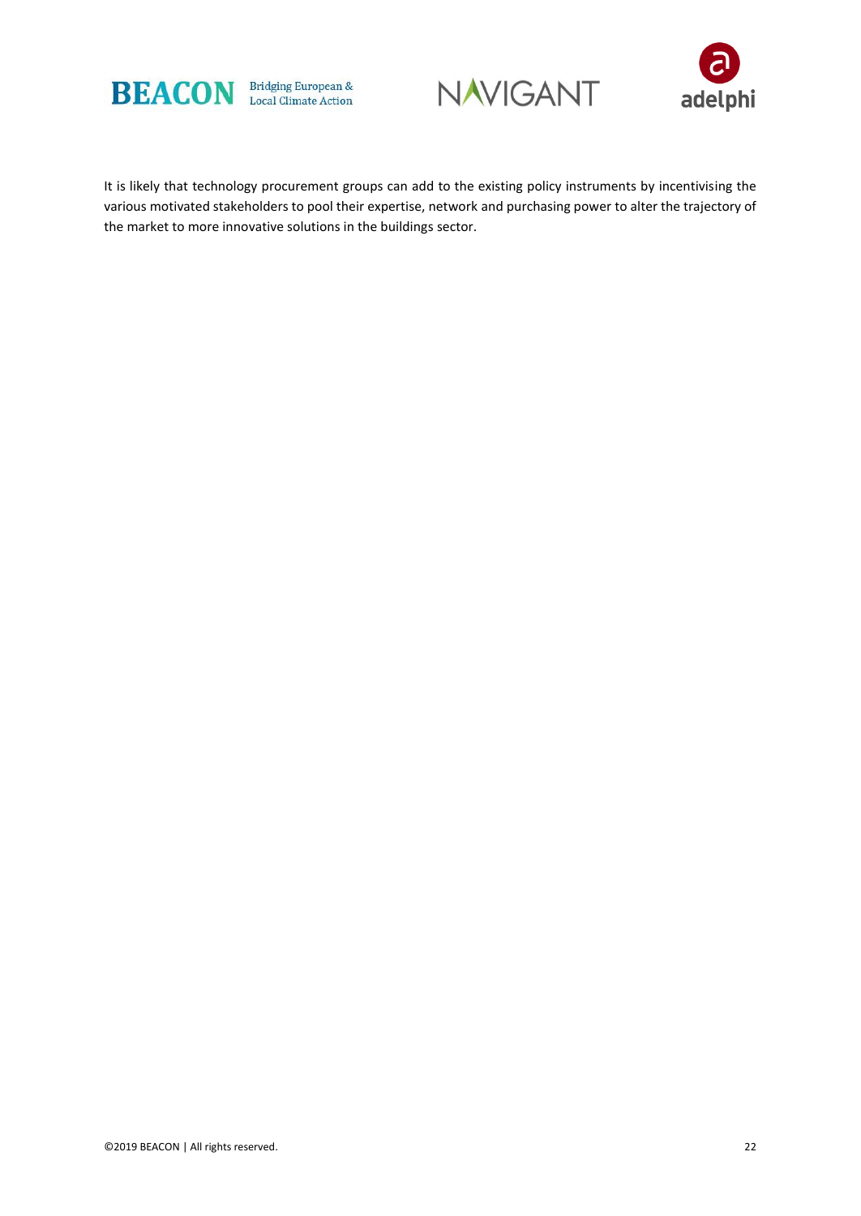It is likely that technology procurement groups can add to the existing policy instruments by incentivising the various motivated stakeholders to pool their expertise, network and purchasing power to alter the trajectory of the market to more innovative solutions in the buildings sector.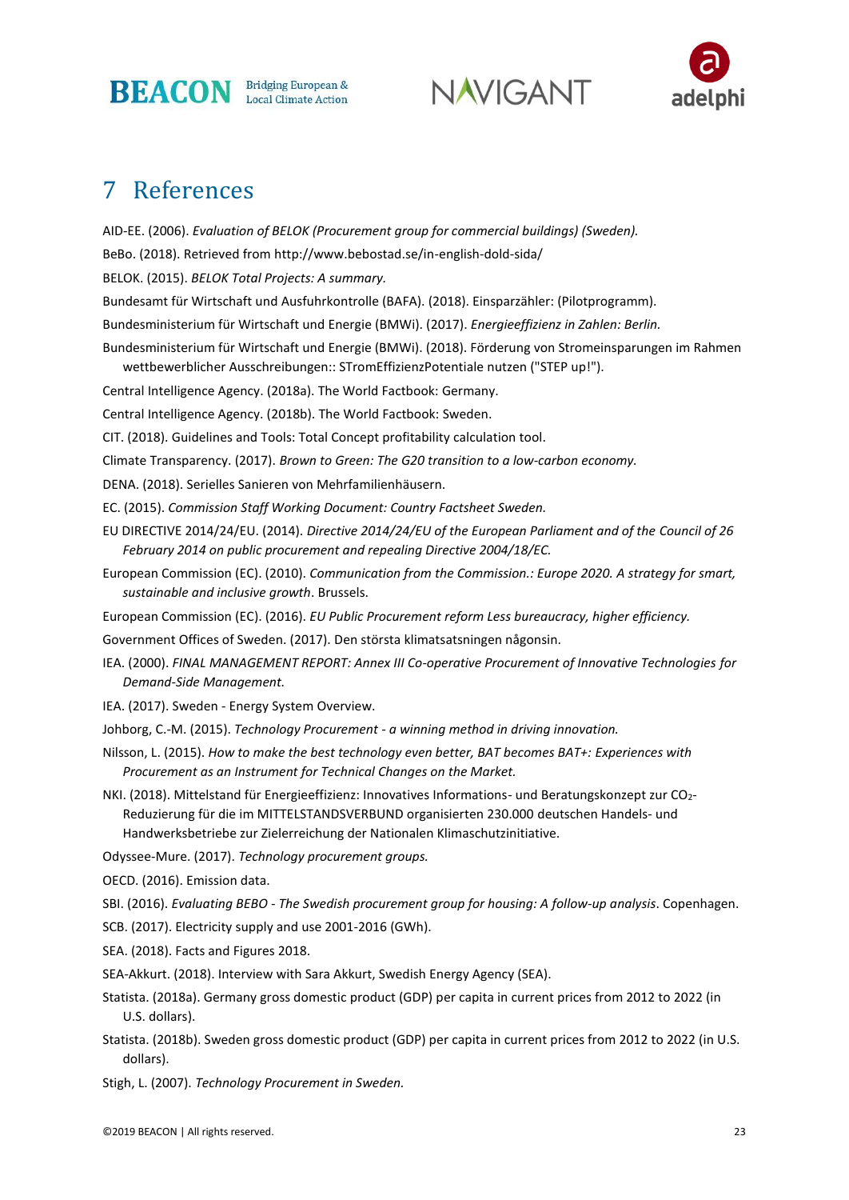# 7 References

AID-EE. (2006). *Evaluation of BELOK (Procurement group for commercial buildings) (Sweden).*

BeBo. (2018). Retrieved from http://www.bebostad.se/in-english-dold-sida/

BELOK. (2015). *BELOK Total Projects: A summary.*

Bundesamt für Wirtschaft und Ausfuhrkontrolle (BAFA). (2018). Einsparzähler: (Pilotprogramm).

Bundesministerium für Wirtschaft und Energie (BMWi). (2017). *Energieeffizienz in Zahlen: Berlin.*

Bundesministerium für Wirtschaft und Energie (BMWi). (2018). Förderung von Stromeinsparungen im Rahmen wettbewerblicher Ausschreibungen:: STromEffizienzPotentiale nutzen ("STEP up!").

Central Intelligence Agency. (2018a). The World Factbook: Germany.

Central Intelligence Agency. (2018b). The World Factbook: Sweden.

CIT. (2018). Guidelines and Tools: Total Concept profitability calculation tool.

Climate Transparency. (2017). *Brown to Green: The G20 transition to a low-carbon economy.*

DENA. (2018). Serielles Sanieren von Mehrfamilienhäusern.

EC. (2015). *Commission Staff Working Document: Country Factsheet Sweden.*

EU DIRECTIVE 2014/24/EU. (2014). *Directive 2014/24/EU of the European Parliament and of the Council of 26 February 2014 on public procurement and repealing Directive 2004/18/EC.*

European Commission (EC). (2010). *Communication from the Commission.: Europe 2020. A strategy for smart, sustainable and inclusive growth*. Brussels.

European Commission (EC). (2016). *EU Public Procurement reform Less bureaucracy, higher efficiency.*

Government Offices of Sweden. (2017). Den största klimatsatsningen någonsin.

IEA. (2000). *FINAL MANAGEMENT REPORT: Annex III Co-operative Procurement of Innovative Technologies for Demand-Side Management.*

IEA. (2017). Sweden - Energy System Overview.

Johborg, C.-M. (2015). *Technology Procurement - a winning method in driving innovation.*

Nilsson, L. (2015). *How to make the best technology even better, BAT becomes BAT+: Experiences with Procurement as an Instrument for Technical Changes on the Market.*

NKI. (2018). Mittelstand für Energieeffizienz: Innovatives Informations- und Beratungskonzept zur $CO_2$-Reduzierung für die im MITTELSTANDSVERBUND organisierten 230.000 deutschen Handels- und Handwerksbetriebe zur Zielerreichung der Nationalen Klimaschutzinitiative.

Odyssee-Mure. (2017). *Technology procurement groups.*

OECD. (2016). Emission data.

SBI. (2016). *Evaluating BEBO - The Swedish procurement group for housing: A follow-up analysis*. Copenhagen.

SCB. (2017). Electricity supply and use 2001-2016 (GWh).

SEA. (2018). Facts and Figures 2018.

SEA-Akkurt. (2018). Interview with Sara Akkurt, Swedish Energy Agency (SEA).

Statista. (2018a). Germany gross domestic product (GDP) per capita in current prices from 2012 to 2022 (in U.S. dollars).

Statista. (2018b). Sweden gross domestic product (GDP) per capita in current prices from 2012 to 2022 (in U.S. dollars).

Stigh, L. (2007). *Technology Procurement in Sweden.*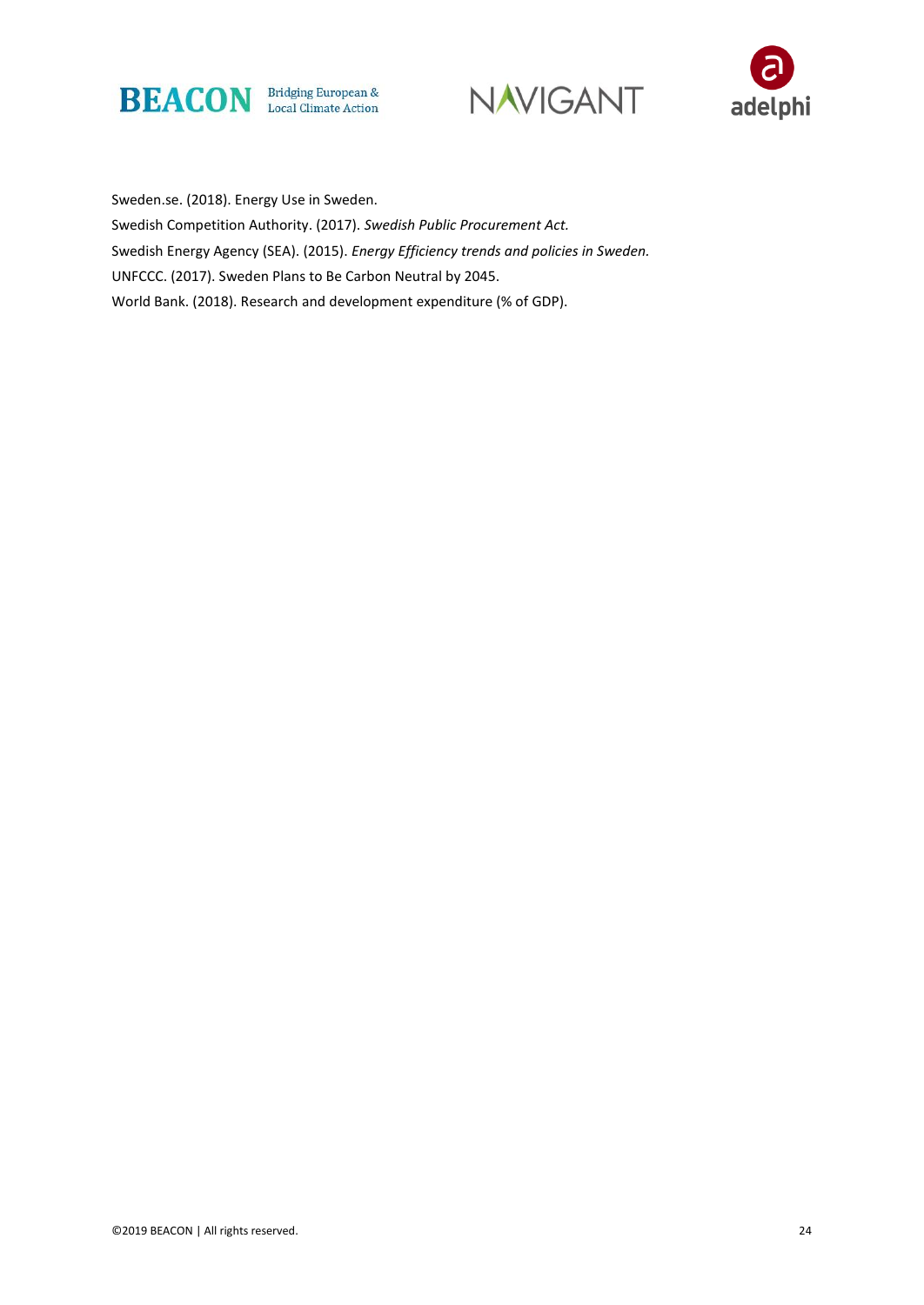Sweden.se. (2018). Energy Use in Sweden.

Swedish Competition Authority. (2017). *Swedish Public Procurement Act.*

Swedish Energy Agency (SEA). (2015). *Energy Efficiency trends and policies in Sweden.*

UNFCCC. (2017). Sweden Plans to Be Carbon Neutral by 2045.

World Bank. (2018). Research and development expenditure (% of GDP).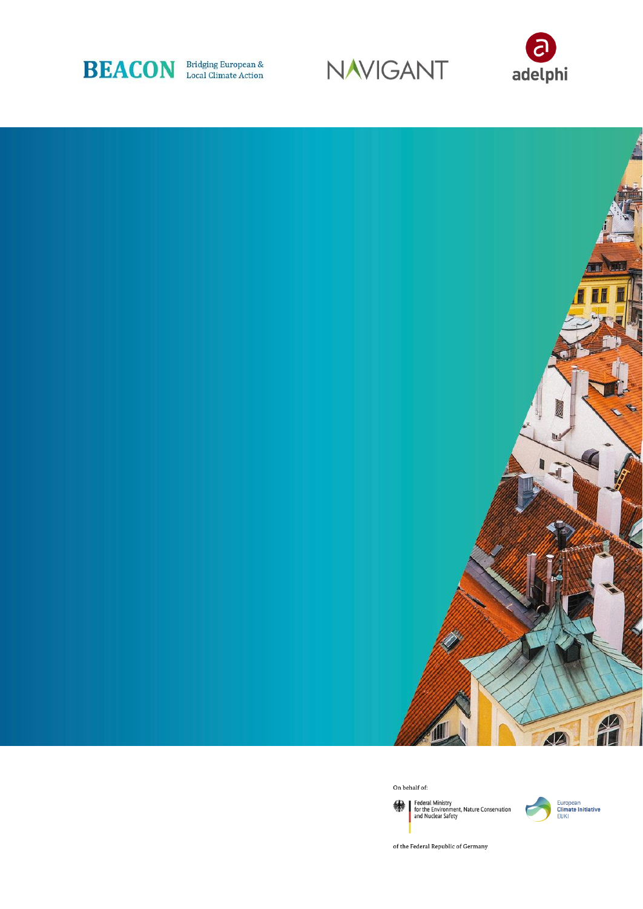BEACON Bridging European & Local Climate Action

NAVIGANT

adelphi

On behalf of:

Federal Ministry for the Environment, Nature Conservation and Nuclear Safety

European Climate Initiative EUKI

of the Federal Republic of Germany